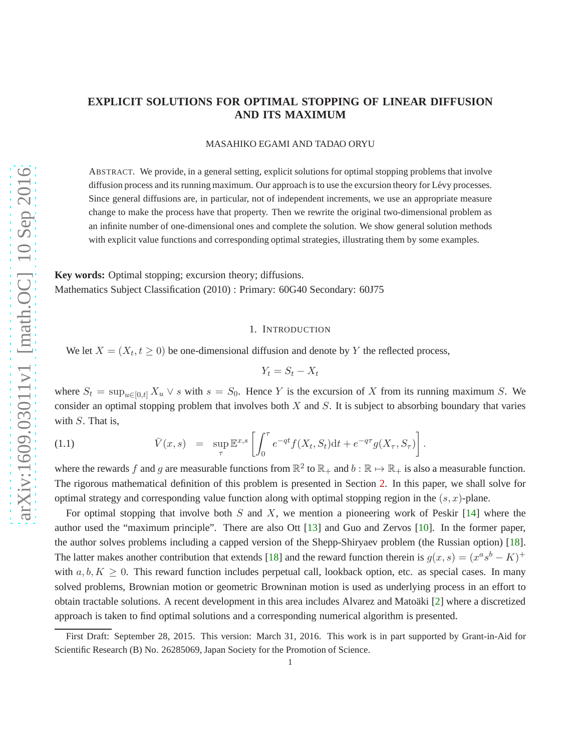# EXPLICIT SOLUTIONS FOR OPTIMAL STOPPING OF LINEAR DIFFUSION AND ITS MAXIMUM

MASAHIKO EGAMI AND TADAO ORYU

ABSTRACT. We provide, in a general setting, explicit solutions for optimal stopping problems that involve diffusion process and its running maximum. Our approach is to use the excursion theory for Lévy processes. Since general diffusions are, in particular, not of independent increments, we use an appropriate measure change to make the process have that property. Then we rewrite the original two-dimensional problem as an infinite number of one-dimensional ones and complete the solution. We show general solution methods with explicit value functions and corresponding optimal strategies, illustrating them by some examples.

**Key words:** Optimal stopping; excursion theory; diffusions.
Mathematics Subject Classification (2010) : Primary: 60G40 Secondary: 60J75

## 1. INTRODUCTION

We let $X = (X_t, t \geq 0)$ be one-dimensional diffusion and denote by $Y$ the reflected process,

$$Y_t = S_t - X_t$$

where $S_t = \sup_{u\in[0,t]} X_u \vee s$ with $s = S_0$. Hence $Y$ is the excursion of $X$ from its running maximum $S$. We consider an optimal stopping problem that involves both $X$ and $S$. It is subject to absorbing boundary that varies with $S$. That is,

$$\bar{V}(x, s) \quad = \quad \sup_{\tau} \mathbb{E}^{x,s}\left[\int_0^{\tau} e^{-qt} f(X_t, S_t)\mathrm{d}t + e^{-q\tau} g(X_\tau, S_\tau)\right]. \tag{1.1}$$

where the rewards $f$ and $g$ are measurable functions from $\mathbb{R}^2$ to $\mathbb{R}_+$ and $b : \mathbb{R} \mapsto \mathbb{R}_+$ is also a measurable function. The rigorous mathematical definition of this problem is presented in Section 2. In this paper, we shall solve for optimal strategy and corresponding value function along with optimal stopping region in the $(s, x)$-plane.

For optimal stopping that involve both $S$ and $X$, we mention a pioneering work of Peskir [14] where the author used the "maximum principle". There are also Ott [13] and Guo and Zervos [10]. In the former paper, the author solves problems including a capped version of the Shepp-Shiryaev problem (the Russian option) [18]. The latter makes another contribution that extends [18] and the reward function therein is $g(x, s) = (x^a s^b - K)^+$ with $a, b, K \geq 0$. This reward function includes perpetual call, lookback option, etc. as special cases. In many solved problems, Brownian motion or geometric Browninan motion is used as underlying process in an effort to obtain tractable solutions. A recent development in this area includes Alvarez and Matoäki [2] where a discretized approach is taken to find optimal solutions and a corresponding numerical algorithm is presented.

First Draft: September 28, 2015. This version: March 31, 2016. This work is in part supported by Grant-in-Aid for Scientific Research (B) No. 26285069, Japan Society for the Promotion of Science.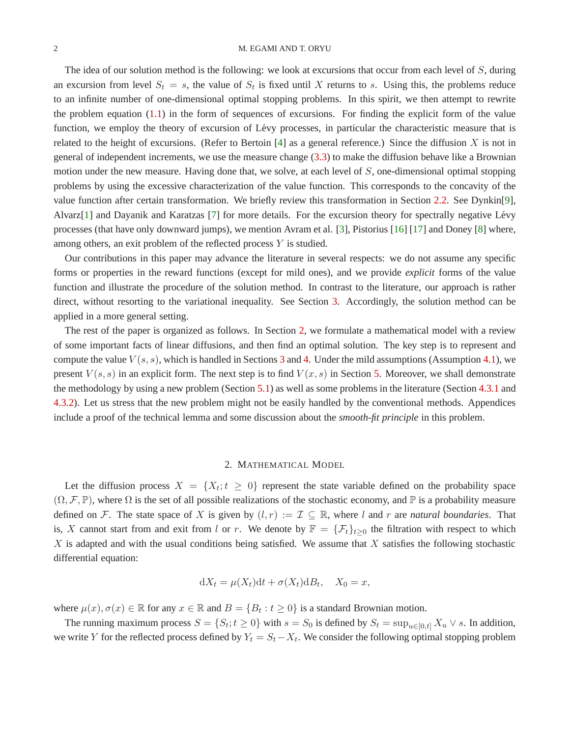The idea of our solution method is the following: we look at excursions that occur from each level of $S$, during an excursion from level $S_t = s$, the value of $S_t$ is fixed until $X$ returns to $s$. Using this, the problems reduce to an infinite number of one-dimensional optimal stopping problems. In this spirit, we then attempt to rewrite the problem equation (1.1) in the form of sequences of excursions. For finding the explicit form of the value function, we employ the theory of excursion of Lévy processes, in particular the characteristic measure that is related to the height of excursions. (Refer to Bertoin [4] as a general reference.) Since the diffusion $X$ is not in general of independent increments, we use the measure change (3.3) to make the diffusion behave like a Brownian motion under the new measure. Having done that, we solve, at each level of $S$, one-dimensional optimal stopping problems by using the excessive characterization of the value function. This corresponds to the concavity of the value function after certain transformation. We briefly review this transformation in Section 2.2. See Dynkin[9], Alvarz[1] and Dayanik and Karatzas [7] for more details. For the excursion theory for spectrally negative Lévy processes (that have only downward jumps), we mention Avram et al. [3], Pistorius [16] [17] and Doney [8] where, among others, an exit problem of the reflected process $Y$ is studied.

Our contributions in this paper may advance the literature in several respects: we do not assume any specific forms or properties in the reward functions (except for mild ones), and we provide *explicit* forms of the value function and illustrate the procedure of the solution method. In contrast to the literature, our approach is rather direct, without resorting to the variational inequality. See Section 3. Accordingly, the solution method can be applied in a more general setting.

The rest of the paper is organized as follows. In Section 2, we formulate a mathematical model with a review of some important facts of linear diffusions, and then find an optimal solution. The key step is to represent and compute the value $V(s,s)$, which is handled in Sections 3 and 4. Under the mild assumptions (Assumption 4.1), we present $V(s,s)$ in an explicit form. The next step is to find $V(x,s)$ in Section 5. Moreover, we shall demonstrate the methodology by using a new problem (Section 5.1) as well as some problems in the literature (Section 4.3.1 and 4.3.2). Let us stress that the new problem might not be easily handled by the conventional methods. Appendices include a proof of the technical lemma and some discussion about the *smooth-fit principle* in this problem.

## 2. Mathematical Model

Let the diffusion process $X = \{X_t; t \geq 0\}$ represent the state variable defined on the probability space $(\Omega, \mathcal{F}, \mathbb{P})$, where $\Omega$ is the set of all possible realizations of the stochastic economy, and $\mathbb{P}$ is a probability measure defined on $\mathcal{F}$. The state space of $X$ is given by $(l, r) := \mathcal{I} \subseteq \mathbb{R}$, where $l$ and $r$ are *natural boundaries*. That is, $X$ cannot start from and exit from $l$ or $r$. We denote by $\mathbb{F} = \{\mathcal{F}_t\}_{t\geq 0}$ the filtration with respect to which $X$ is adapted and with the usual conditions being satisfied. We assume that $X$ satisfies the following stochastic differential equation:

$$\mathrm{d}X_t = \mu(X_t)\mathrm{d}t + \sigma(X_t)\mathrm{d}B_t, \quad X_0 = x,$$

where $\mu(x), \sigma(x) \in \mathbb{R}$ for any $x \in \mathbb{R}$ and $B = \{B_t : t \geq 0\}$ is a standard Brownian motion.

The running maximum process $S = \{S_t; t \geq 0\}$ with $s = S_0$ is defined by $S_t = \sup_{u\in[0,t]} X_u \vee s$. In addition, we write $Y$ for the reflected process defined by $Y_t = S_t - X_t$. We consider the following optimal stopping problem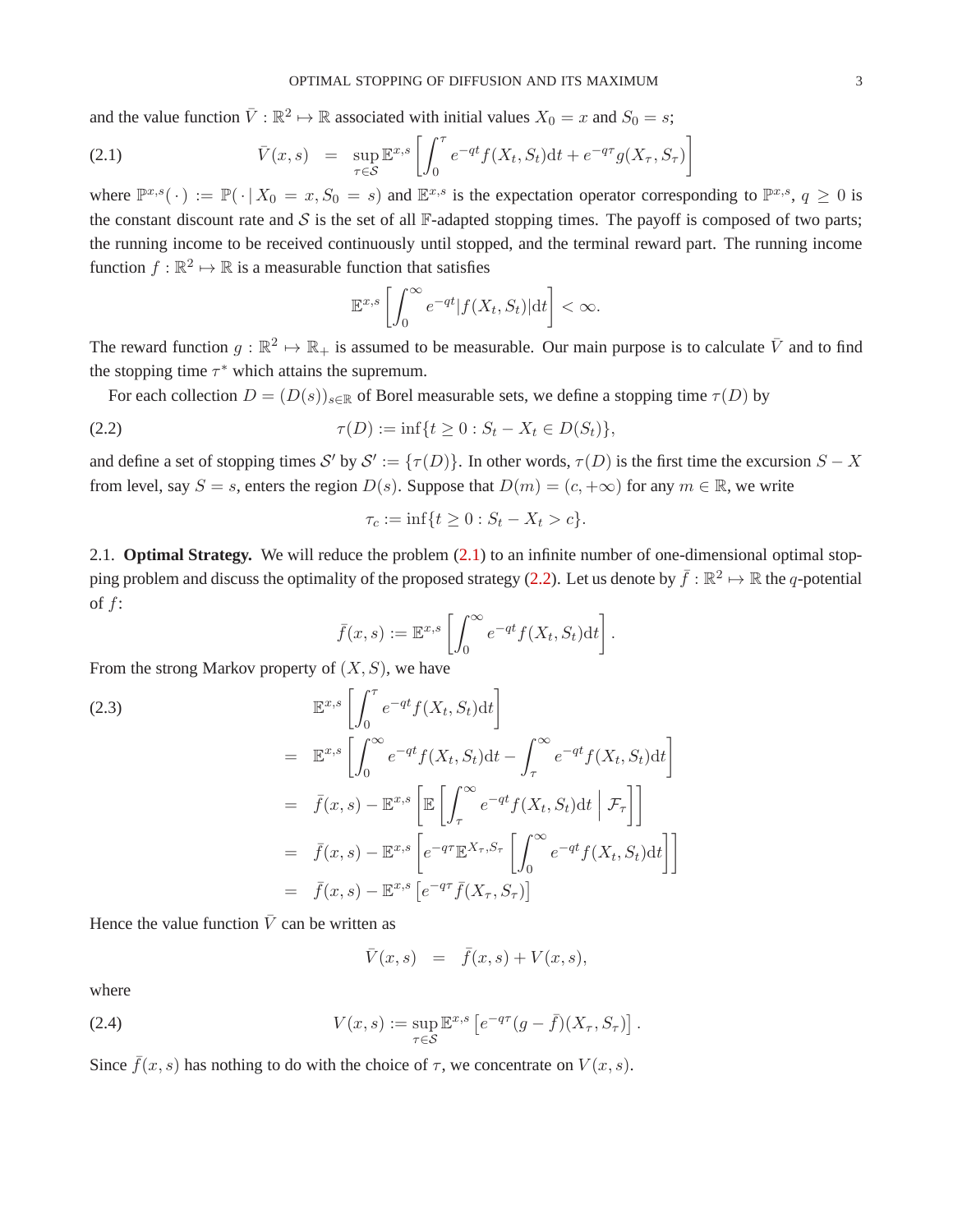and the value function $\bar{V}: \mathbb{R}^2 \mapsto \mathbb{R}$ associated with initial values $X_0 = x$ and $S_0 = s$;

$$\bar{V}(x,s) = \sup_{\tau \in \mathcal{S}} \mathbb{E}^{x,s}\left[\int_0^\tau e^{-qt} f(X_t, S_t)\mathrm{d}t + e^{-q\tau} g(X_\tau, S_\tau)\right] \tag{2.1}$$

where $\mathbb{P}^{x,s}(\,\cdot\,) := \mathbb{P}(\,\cdot \,|\, X_0 = x, S_0 = s)$ and $\mathbb{E}^{x,s}$ is the expectation operator corresponding to $\mathbb{P}^{x,s}$, $q \geq 0$ is the constant discount rate and $\mathcal{S}$ is the set of all $\mathbb{F}$-adapted stopping times. The payoff is composed of two parts; the running income to be received continuously until stopped, and the terminal reward part. The running income function $f: \mathbb{R}^2 \mapsto \mathbb{R}$ is a measurable function that satisfies

$$\mathbb{E}^{x,s}\left[\int_0^\infty e^{-qt}|f(X_t, S_t)|\mathrm{d}t\right] < \infty.$$

The reward function $g: \mathbb{R}^2 \mapsto \mathbb{R}_+$ is assumed to be measurable. Our main purpose is to calculate $\bar{V}$ and to find the stopping time $\tau^*$ which attains the supremum.

For each collection $D = (D(s))_{s\in\mathbb{R}}$ of Borel measurable sets, we define a stopping time $\tau(D)$ by

$$\tau(D) := \inf\{t \geq 0 : S_t - X_t \in D(S_t)\}, \tag{2.2}$$

and define a set of stopping times $\mathcal{S}'$ by $\mathcal{S}' := \{\tau(D)\}$. In other words, $\tau(D)$ is the first time the excursion $S - X$ from level, say $S = s$, enters the region $D(s)$. Suppose that $D(m) = (c, +\infty)$ for any $m \in \mathbb{R}$, we write

$$\tau_c := \inf\{t \geq 0 : S_t - X_t > c\}.$$

2.1. **Optimal Strategy.** We will reduce the problem (2.1) to an infinite number of one-dimensional optimal stopping problem and discuss the optimality of the proposed strategy (2.2). Let us denote by $\bar{f}: \mathbb{R}^2 \mapsto \mathbb{R}$ the $q$-potential of $f$:

$$\bar{f}(x,s) := \mathbb{E}^{x,s}\left[\int_0^\infty e^{-qt} f(X_t, S_t)\mathrm{d}t\right].$$

From the strong Markov property of $(X, S)$, we have

$$\begin{aligned}
&\mathbb{E}^{x,s}\left[\int_0^\tau e^{-qt} f(X_t, S_t)\mathrm{d}t\right] \\
=\;& \mathbb{E}^{x,s}\left[\int_0^\infty e^{-qt} f(X_t, S_t)\mathrm{d}t - \int_\tau^\infty e^{-qt} f(X_t, S_t)\mathrm{d}t\right] \\
=\;& \bar{f}(x,s) - \mathbb{E}^{x,s}\left[\mathbb{E}\left[\int_\tau^\infty e^{-qt} f(X_t, S_t)\mathrm{d}t \,\Big|\, \mathcal{F}_\tau\right]\right] \\
=\;& \bar{f}(x,s) - \mathbb{E}^{x,s}\left[e^{-q\tau}\mathbb{E}^{X_\tau, S_\tau}\left[\int_0^\infty e^{-qt} f(X_t, S_t)\mathrm{d}t\right]\right] \\
=\;& \bar{f}(x,s) - \mathbb{E}^{x,s}\left[e^{-q\tau}\bar{f}(X_\tau, S_\tau)\right]
\end{aligned} \tag{2.3}$$

Hence the value function $\bar{V}$ can be written as

$$\bar{V}(x,s) = \bar{f}(x,s) + V(x,s),$$

where

$$V(x,s) := \sup_{\tau \in \mathcal{S}} \mathbb{E}^{x,s}\left[e^{-q\tau}(g - \bar{f})(X_\tau, S_\tau)\right]. \tag{2.4}$$

Since $\bar{f}(x,s)$ has nothing to do with the choice of $\tau$, we concentrate on $V(x,s)$.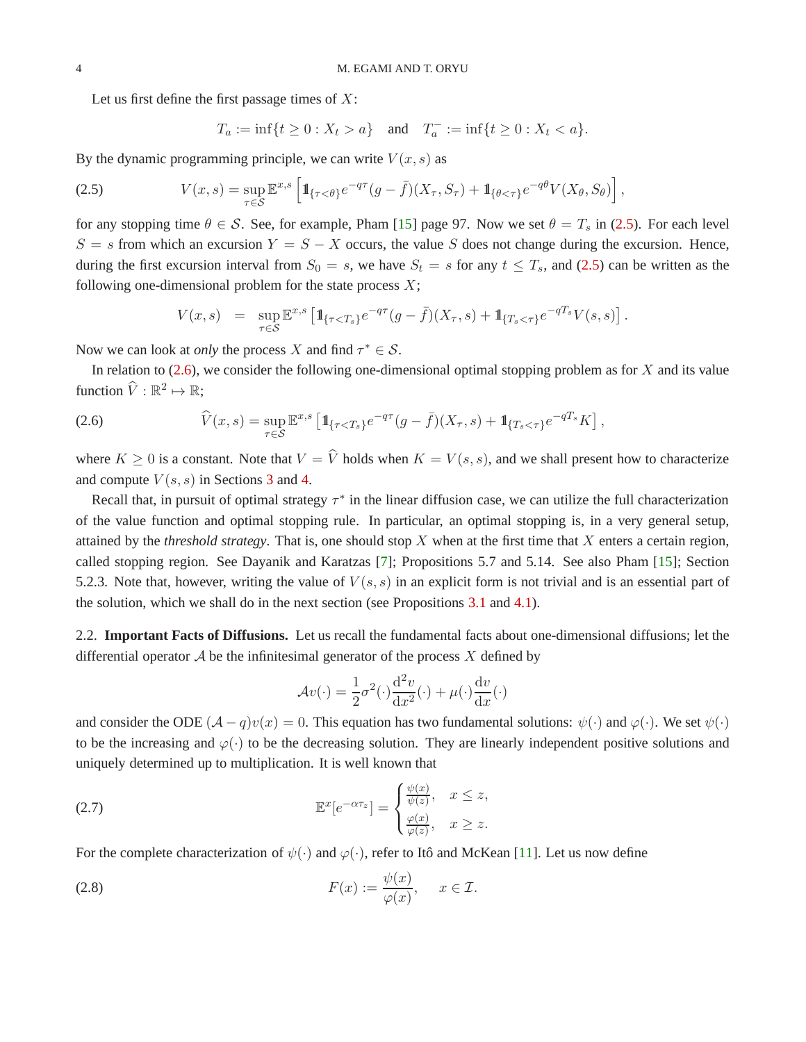Let us first define the first passage times of $X$:

$$T_a := \inf\{t \geq 0 : X_t > a\} \quad \text{and} \quad T_a^- := \inf\{t \geq 0 : X_t < a\}.$$

By the dynamic programming principle, we can write $V(x,s)$ as

$$V(x,s) = \sup_{\tau \in \mathcal{S}} \mathbb{E}^{x,s}\left[\mathbb{1}_{\{\tau<\theta\}} e^{-q\tau}(g-\bar{f})(X_\tau, S_\tau) + \mathbb{1}_{\{\theta<\tau\}} e^{-q\theta} V(X_\theta, S_\theta)\right], \tag{2.5}$$

for any stopping time $\theta \in \mathcal{S}$. See, for example, Pham [15] page 97. Now we set $\theta = T_s$ in (2.5). For each level $S = s$ from which an excursion $Y = S - X$ occurs, the value $S$ does not change during the excursion. Hence, during the first excursion interval from $S_0 = s$, we have $S_t = s$ for any $t \leq T_s$, and (2.5) can be written as the following one-dimensional problem for the state process $X$;

$$V(x,s) \;=\; \sup_{\tau \in \mathcal{S}} \mathbb{E}^{x,s}\left[\mathbb{1}_{\{\tau<T_s\}} e^{-q\tau}(g-\bar{f})(X_\tau, s) + \mathbb{1}_{\{T_s<\tau\}} e^{-qT_s} V(s,s)\right].$$

Now we can look at *only* the process $X$ and find $\tau^* \in \mathcal{S}$.

In relation to (2.6), we consider the following one-dimensional optimal stopping problem as for $X$ and its value function $\widehat{V} : \mathbb{R}^2 \mapsto \mathbb{R}$;

$$\widehat{V}(x,s) = \sup_{\tau \in \mathcal{S}} \mathbb{E}^{x,s}\left[\mathbb{1}_{\{\tau<T_s\}} e^{-q\tau}(g-\bar{f})(X_\tau, s) + \mathbb{1}_{\{T_s<\tau\}} e^{-qT_s} K\right], \tag{2.6}$$

where $K \geq 0$ is a constant. Note that $V = \widehat{V}$ holds when $K = V(s,s)$, and we shall present how to characterize and compute $V(s,s)$ in Sections 3 and 4.

Recall that, in pursuit of optimal strategy $\tau^*$ in the linear diffusion case, we can utilize the full characterization of the value function and optimal stopping rule. In particular, an optimal stopping is, in a very general setup, attained by the *threshold strategy*. That is, one should stop $X$ when at the first time that $X$ enters a certain region, called stopping region. See Dayanik and Karatzas [7]; Propositions 5.7 and 5.14. See also Pham [15]; Section 5.2.3. Note that, however, writing the value of $V(s,s)$ in an explicit form is not trivial and is an essential part of the solution, which we shall do in the next section (see Propositions 3.1 and 4.1).

2.2. **Important Facts of Diffusions.** Let us recall the fundamental facts about one-dimensional diffusions; let the differential operator $\mathcal{A}$ be the infinitesimal generator of the process $X$ defined by

$$\mathcal{A}v(\cdot) = \frac{1}{2}\sigma^2(\cdot)\frac{\mathrm{d}^2 v}{\mathrm{d}x^2}(\cdot) + \mu(\cdot)\frac{\mathrm{d}v}{\mathrm{d}x}(\cdot)$$

and consider the ODE $(\mathcal{A} - q)v(x) = 0$. This equation has two fundamental solutions: $\psi(\cdot)$ and $\varphi(\cdot)$. We set $\psi(\cdot)$ to be the increasing and $\varphi(\cdot)$ to be the decreasing solution. They are linearly independent positive solutions and uniquely determined up to multiplication. It is well known that

$$\mathbb{E}^x[e^{-\alpha\tau_z}] = \begin{cases} \frac{\psi(x)}{\psi(z)}, & x \leq z, \\ \frac{\varphi(x)}{\varphi(z)}, & x \geq z. \end{cases} \tag{2.7}$$

For the complete characterization of $\psi(\cdot)$ and $\varphi(\cdot)$, refer to Itô and McKean [11]. Let us now define

$$F(x) := \frac{\psi(x)}{\varphi(x)}, \qquad x \in \mathcal{I}. \tag{2.8}$$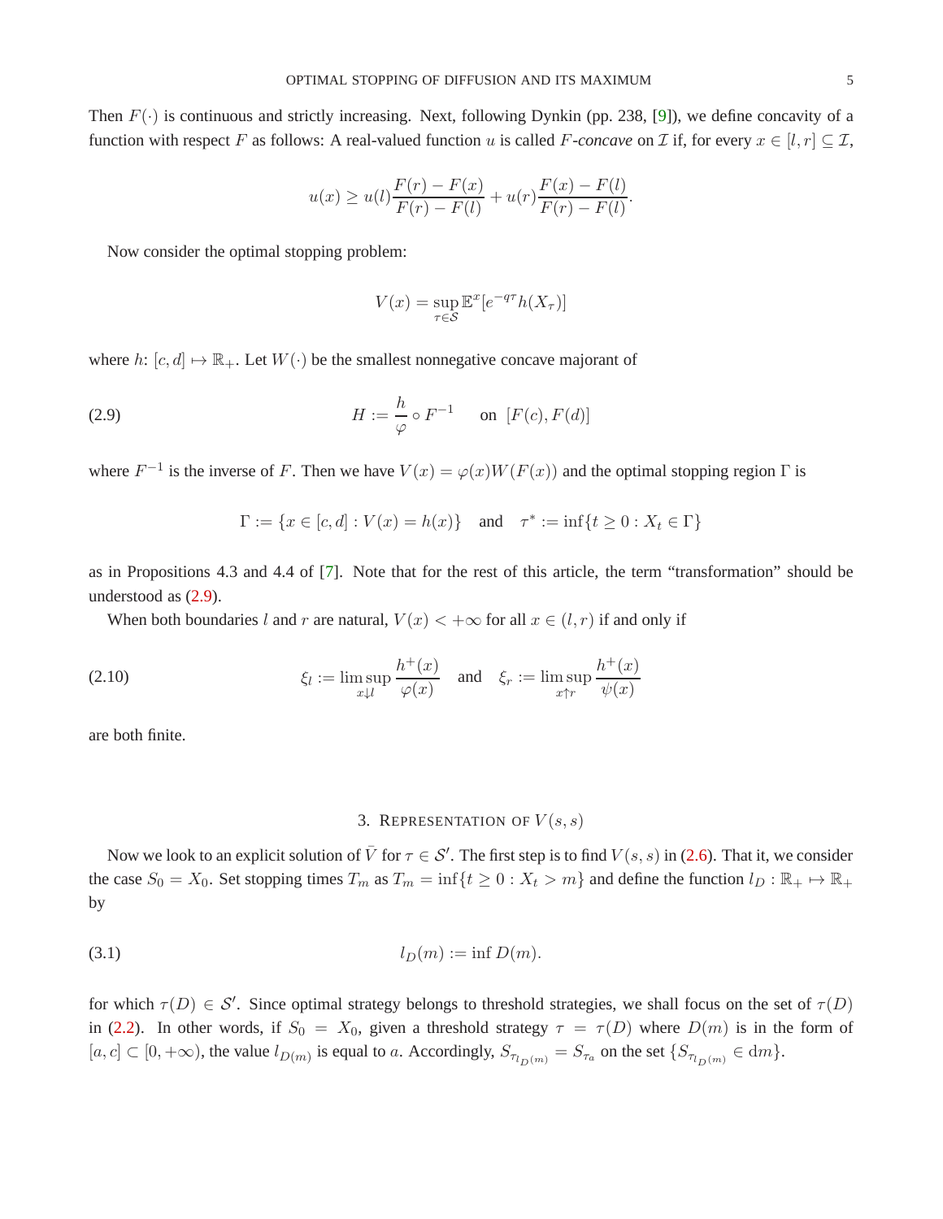Then $F(\cdot)$ is continuous and strictly increasing. Next, following Dynkin (pp. 238, [9]), we define concavity of a function with respect $F$ as follows: A real-valued function $u$ is called *$F$-concave* on $\mathcal{I}$ if, for every $x \in [l, r] \subseteq \mathcal{I}$,

$$u(x) \geq u(l)\frac{F(r) - F(x)}{F(r) - F(l)} + u(r)\frac{F(x) - F(l)}{F(r) - F(l)}.$$

Now consider the optimal stopping problem:

$$V(x) = \sup_{\tau \in \mathcal{S}} \mathbb{E}^x[e^{-q\tau} h(X_\tau)]$$

where $h$: $[c, d] \mapsto \mathbb{R}_+$. Let $W(\cdot)$ be the smallest nonnegative concave majorant of

$$H := \frac{h}{\varphi} \circ F^{-1} \quad \text{ on } \; [F(c), F(d)] \tag{2.9}$$

where $F^{-1}$ is the inverse of $F$. Then we have $V(x) = \varphi(x)W(F(x))$ and the optimal stopping region $\Gamma$ is

$$\Gamma := \{x \in [c, d] : V(x) = h(x)\} \quad \text{and} \quad \tau^* := \inf\{t \geq 0 : X_t \in \Gamma\}$$

as in Propositions 4.3 and 4.4 of [7]. Note that for the rest of this article, the term "transformation" should be understood as (2.9).

When both boundaries $l$ and $r$ are natural, $V(x) < +\infty$ for all $x \in (l, r)$ if and only if

$$\xi_l := \limsup_{x \downarrow l} \frac{h^+(x)}{\varphi(x)} \quad \text{and} \quad \xi_r := \limsup_{x \uparrow r} \frac{h^+(x)}{\psi(x)} \tag{2.10}$$

are both finite.

## 3. Representation of $V(s, s)$

Now we look to an explicit solution of $\bar{V}$ for $\tau \in \mathcal{S}'$. The first step is to find $V(s, s)$ in (2.6). That it, we consider the case $S_0 = X_0$. Set stopping times $T_m$ as $T_m = \inf\{t \geq 0 : X_t > m\}$ and define the function $l_D : \mathbb{R}_+ \mapsto \mathbb{R}_+$ by

$$l_D(m) := \inf D(m). \tag{3.1}$$

for which $\tau(D) \in \mathcal{S}'$. Since optimal strategy belongs to threshold strategies, we shall focus on the set of $\tau(D)$ in (2.2). In other words, if $S_0 = X_0$, given a threshold strategy $\tau = \tau(D)$ where $D(m)$ is in the form of $[a, c] \subset [0, +\infty)$, the value $l_{D(m)}$ is equal to $a$. Accordingly, $S_{\tau_{l_{D(m)}}} = S_{\tau_a}$ on the set $\{S_{\tau_{l_{D(m)}}} \in \mathrm{d}m\}$.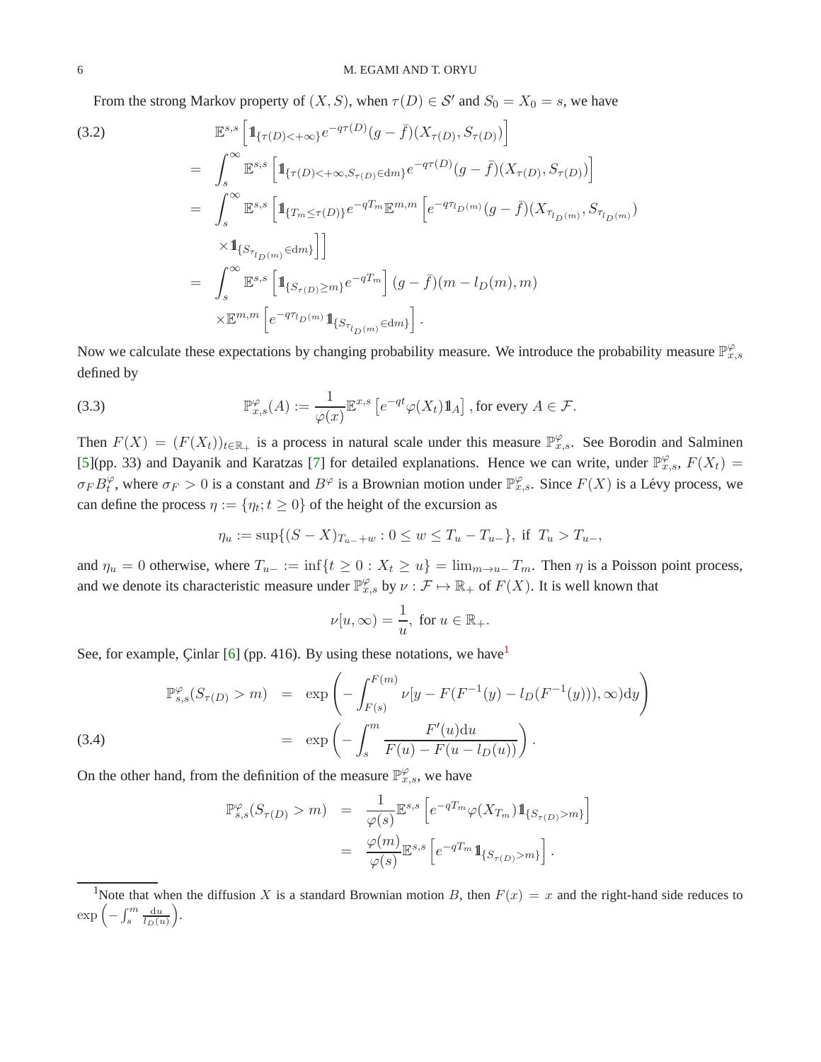From the strong Markov property of $(X, S)$, when $\tau(D) \in \mathcal{S}'$ and $S_0 = X_0 = s$, we have

$$
\begin{aligned}
& \mathbb{E}^{s,s}\left[\mathbb{1}_{\{\tau(D)<+\infty\}} e^{-q\tau(D)} (g-\bar{f})(X_{\tau(D)}, S_{\tau(D)})\right] \\
= & \int_s^\infty \mathbb{E}^{s,s}\left[\mathbb{1}_{\{\tau(D)<+\infty, S_{\tau(D)}\in \mathrm{d}m\}} e^{-q\tau(D)} (g-\bar{f})(X_{\tau(D)}, S_{\tau(D)})\right] \\
= & \int_s^\infty \mathbb{E}^{s,s}\left[\mathbb{1}_{\{T_m \le \tau(D)\}} e^{-qT_m} \mathbb{E}^{m,m}\left[e^{-q\tau_{l_D(m)}} (g-\bar{f})(X_{\tau_{l_D(m)}}, S_{\tau_{l_D(m)}}) \right.\right. \\
& \left.\left. \times \mathbb{1}_{\{S_{\tau_{l_D(m)}}\in \mathrm{d}m\}}\right]\right] \\
= & \int_s^\infty \mathbb{E}^{s,s}\left[\mathbb{1}_{\{S_{\tau(D)}\ge m\}} e^{-qT_m}\right] (g-\bar{f})(m - l_D(m), m) \\
& \times \mathbb{E}^{m,m}\left[e^{-q\tau_{l_D(m)}} \mathbb{1}_{\{S_{\tau_{l_D(m)}}\in \mathrm{d}m\}}\right].
\end{aligned} \tag{3.2}
$$

Now we calculate these expectations by changing probability measure. We introduce the probability measure $\mathbb{P}^{\varphi}_{x,s}$ defined by

$$
\mathbb{P}^{\varphi}_{x,s}(A) := \frac{1}{\varphi(x)} \mathbb{E}^{x,s}\left[e^{-qt}\varphi(X_t)\mathbb{1}_A\right], \text{for every } A \in \mathcal{F}. \tag{3.3}
$$

Then $F(X) = (F(X_t))_{t\in\mathbb{R}_+}$ is a process in natural scale under this measure $\mathbb{P}^{\varphi}_{x,s}$. See Borodin and Salminen [5](pp. 33) and Dayanik and Karatzas [7] for detailed explanations. Hence we can write, under $\mathbb{P}^{\varphi}_{x,s}$, $F(X_t) = \sigma_F B^{\varphi}_t$, where $\sigma_F > 0$ is a constant and $B^{\varphi}$ is a Brownian motion under $\mathbb{P}^{\varphi}_{x,s}$. Since $F(X)$ is a Lévy process, we can define the process $\eta := \{\eta_t; t \ge 0\}$ of the height of the excursion as

$$
\eta_u := \sup\{(S-X)_{T_{u-}+w} : 0 \le w \le T_u - T_{u-}\}, \text{ if } T_u > T_{u-},
$$

and $\eta_u = 0$ otherwise, where $T_{u-} := \inf\{t \ge 0 : X_t \ge u\} = \lim_{m\to u-} T_m$. Then $\eta$ is a Poisson point process, and we denote its characteristic measure under $\mathbb{P}^{\varphi}_{x,s}$ by $\nu : \mathcal{F} \mapsto \mathbb{R}_+$ of $F(X)$. It is well known that

$$
\nu[u,\infty) = \frac{1}{u}, \text{ for } u \in \mathbb{R}_+.
$$

See, for example, Çinlar [6] (pp. 416). By using these notations, we have[1]

$$
\begin{aligned}
\mathbb{P}^{\varphi}_{s,s}(S_{\tau(D)} > m) &= \exp\left(-\int_{F(s)}^{F(m)} \nu[y - F(F^{-1}(y) - l_D(F^{-1}(y))), \infty)\mathrm{d}y\right) \\
&= \exp\left(-\int_s^m \frac{F'(u)\mathrm{d}u}{F(u) - F(u - l_D(u))}\right).
\end{aligned} \tag{3.4}
$$

On the other hand, from the definition of the measure $\mathbb{P}^{\varphi}_{x,s}$, we have

$$
\begin{aligned}
\mathbb{P}^{\varphi}_{s,s}(S_{\tau(D)} > m) &= \frac{1}{\varphi(s)} \mathbb{E}^{s,s}\left[e^{-qT_m}\varphi(X_{T_m})\mathbb{1}_{\{S_{\tau(D)}>m\}}\right] \\
&= \frac{\varphi(m)}{\varphi(s)} \mathbb{E}^{s,s}\left[e^{-qT_m}\mathbb{1}_{\{S_{\tau(D)}>m\}}\right].
\end{aligned}
$$

[1] Note that when the diffusion $X$ is a standard Brownian motion $B$, then $F(x) = x$ and the right-hand side reduces to $\exp\left(-\int_s^m \frac{\mathrm{d}u}{l_D(u)}\right)$.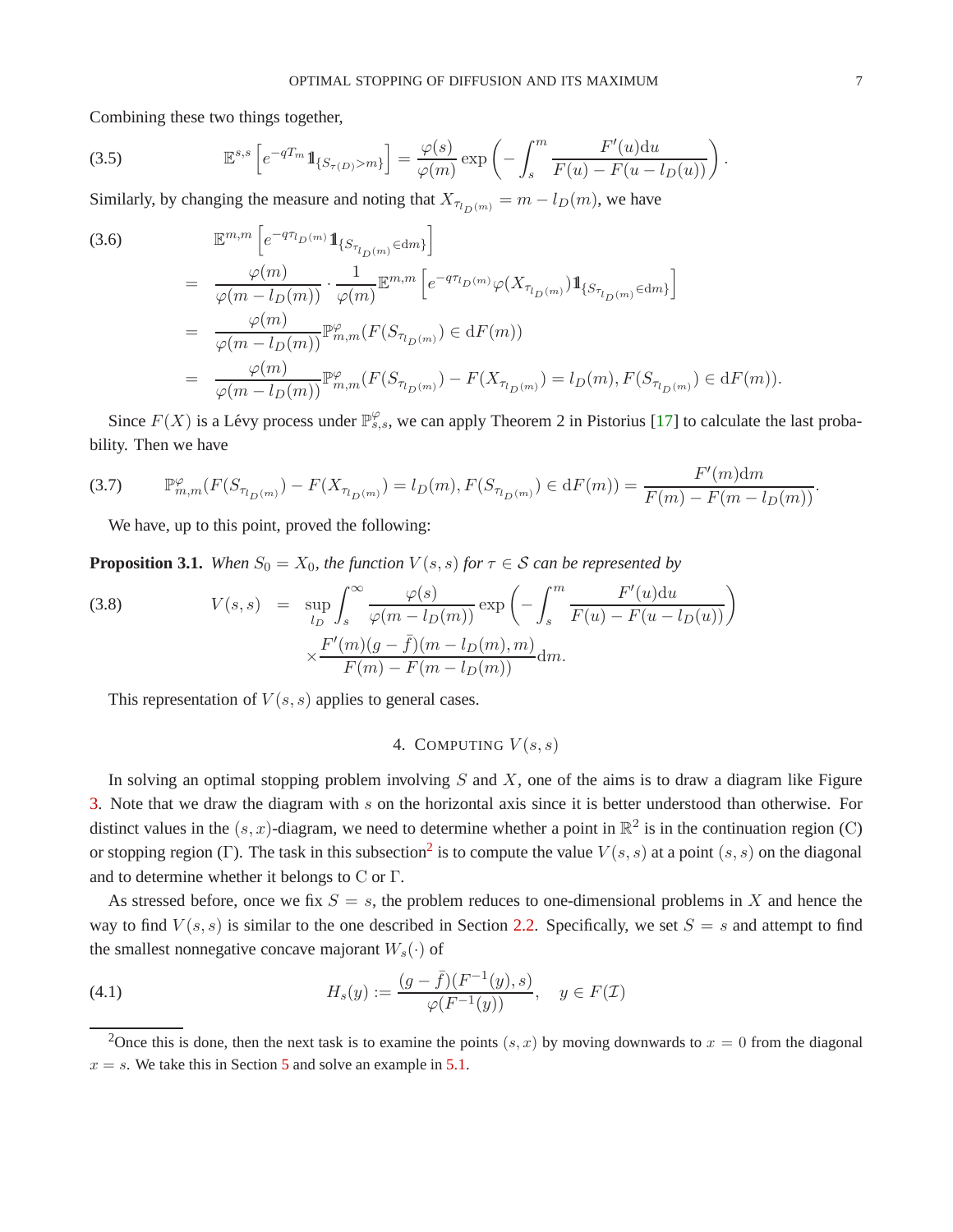Combining these two things together,

$$\mathbb{E}^{s,s}\left[e^{-qT_m}\mathbb{1}_{\{S_{\tau(D)}>m\}}\right] = \frac{\varphi(s)}{\varphi(m)}\exp\left(-\int_s^m \frac{F'(u)\mathrm{d}u}{F(u)-F(u-l_D(u))}\right). \tag{3.5}$$

Similarly, by changing the measure and noting that $X_{\tau_{l_D(m)}} = m - l_D(m)$, we have

$$\begin{aligned}
&\mathbb{E}^{m,m}\left[e^{-q\tau_{l_D(m)}}\mathbb{1}_{\{S_{\tau_{l_D(m)}}\in \mathrm{d}m\}}\right] \\
&= \frac{\varphi(m)}{\varphi(m-l_D(m))}\cdot\frac{1}{\varphi(m)}\mathbb{E}^{m,m}\left[e^{-q\tau_{l_D(m)}}\varphi(X_{\tau_{l_D(m)}})\mathbb{1}_{\{S_{\tau_{l_D(m)}}\in \mathrm{d}m\}}\right] \\
&= \frac{\varphi(m)}{\varphi(m-l_D(m))}\mathbb{P}^{\varphi}_{m,m}(F(S_{\tau_{l_D(m)}})\in \mathrm{d}F(m)) \\
&= \frac{\varphi(m)}{\varphi(m-l_D(m))}\mathbb{P}^{\varphi}_{m,m}(F(S_{\tau_{l_D(m)}})-F(X_{\tau_{l_D(m)}}) = l_D(m), F(S_{\tau_{l_D(m)}})\in \mathrm{d}F(m)).
\end{aligned} \tag{3.6}$$

Since $F(X)$ is a Lévy process under $\mathbb{P}^{\varphi}_{s,s}$, we can apply Theorem 2 in Pistorius [17] to calculate the last probability. Then we have

$$\mathbb{P}^{\varphi}_{m,m}(F(S_{\tau_{l_D(m)}})-F(X_{\tau_{l_D(m)}}) = l_D(m), F(S_{\tau_{l_D(m)}})\in \mathrm{d}F(m)) = \frac{F'(m)\mathrm{d}m}{F(m)-F(m-l_D(m))}. \tag{3.7}$$

We have, up to this point, proved the following:

**Proposition 3.1.** *When $S_0 = X_0$, the function $V(s,s)$ for $\tau \in \mathcal{S}$ can be represented by*

$$\begin{aligned}
V(s,s) &= \sup_{l_D}\int_s^\infty \frac{\varphi(s)}{\varphi(m-l_D(m))}\exp\left(-\int_s^m \frac{F'(u)\mathrm{d}u}{F(u)-F(u-l_D(u))}\right) \\
&\quad\times\frac{F'(m)(g-\bar{f})(m-l_D(m),m)}{F(m)-F(m-l_D(m))}\mathrm{d}m.
\end{aligned} \tag{3.8}$$

This representation of $V(s,s)$ applies to general cases.

## 4. Computing $V(s,s)$

In solving an optimal stopping problem involving $S$ and $X$, one of the aims is to draw a diagram like Figure 3. Note that we draw the diagram with $s$ on the horizontal axis since it is better understood than otherwise. For distinct values in the $(s,x)$-diagram, we need to determine whether a point in $\mathbb{R}^2$ is in the continuation region (C) or stopping region (Γ). The task in this subsection[2] is to compute the value $V(s,s)$ at a point $(s,s)$ on the diagonal and to determine whether it belongs to C or Γ.

As stressed before, once we fix $S = s$, the problem reduces to one-dimensional problems in $X$ and hence the way to find $V(s,s)$ is similar to the one described in Section 2.2. Specifically, we set $S = s$ and attempt to find the smallest nonnegative concave majorant $W_s(\cdot)$ of

$$H_s(y) := \frac{(g-\bar{f})(F^{-1}(y),s)}{\varphi(F^{-1}(y))}, \quad y \in F(\mathcal{I}) \tag{4.1}$$

[2] Once this is done, then the next task is to examine the points $(s,x)$ by moving downwards to $x = 0$ from the diagonal $x = s$. We take this in Section 5 and solve an example in 5.1.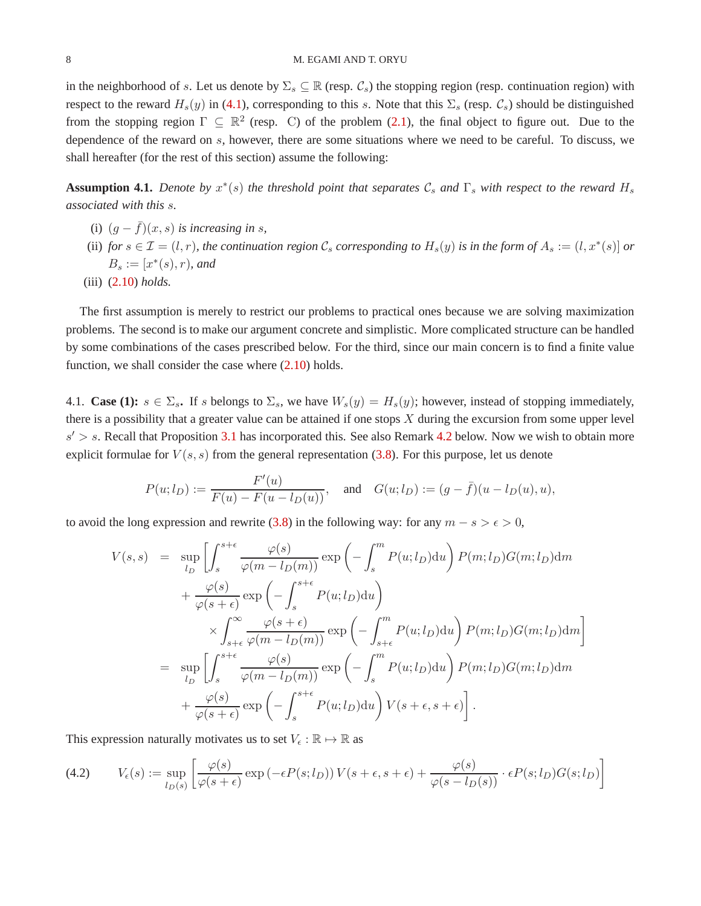in the neighborhood of $s$. Let us denote by $\Sigma_s \subseteq \mathbb{R}$ (resp. $\mathcal{C}_s$) the stopping region (resp. continuation region) with respect to the reward $H_s(y)$ in (4.1), corresponding to this $s$. Note that this $\Sigma_s$ (resp. $\mathcal{C}_s$) should be distinguished from the stopping region $\Gamma \subseteq \mathbb{R}^2$ (resp. C) of the problem (2.1), the final object to figure out. Due to the dependence of the reward on $s$, however, there are some situations where we need to be careful. To discuss, we shall hereafter (for the rest of this section) assume the following:

**Assumption 4.1.** *Denote by $x^*(s)$ the threshold point that separates $\mathcal{C}_s$ and $\Gamma_s$ with respect to the reward $H_s$ associated with this $s$.*

- (i) $(g - \bar{f})(x, s)$ *is increasing in* $s$*,*
- (ii) *for $s \in \mathcal{I} = (l, r)$, the continuation region $\mathcal{C}_s$ corresponding to $H_s(y)$ is in the form of $A_s := (l, x^*(s)]$ or $B_s := [x^*(s), r)$, and*
- (iii) (2.10) *holds.*

The first assumption is merely to restrict our problems to practical ones because we are solving maximization problems. The second is to make our argument concrete and simplistic. More complicated structure can be handled by some combinations of the cases prescribed below. For the third, since our main concern is to find a finite value function, we shall consider the case where (2.10) holds.

4.1. **Case (1): $s \in \Sigma_s$.** If $s$ belongs to $\Sigma_s$, we have $W_s(y) = H_s(y)$; however, instead of stopping immediately, there is a possibility that a greater value can be attained if one stops $X$ during the excursion from some upper level $s' > s$. Recall that Proposition 3.1 has incorporated this. See also Remark 4.2 below. Now we wish to obtain more explicit formulae for $V(s,s)$ from the general representation (3.8). For this purpose, let us denote

$$
P(u; l_D) := \frac{F'(u)}{F(u) - F(u - l_D(u))}, \quad \text{and} \quad G(u; l_D) := (g - \bar{f})(u - l_D(u), u),
$$

to avoid the long expression and rewrite (3.8) in the following way: for any $m - s > \epsilon > 0$,

$$
\begin{aligned}
V(s,s) &= \sup_{l_D} \Bigg[ \int_s^{s+\epsilon} \frac{\varphi(s)}{\varphi(m - l_D(m))} \exp\left( - \int_s^m P(u; l_D) \mathrm{d}u \right) P(m; l_D) G(m; l_D) \mathrm{d}m \\
&\quad + \frac{\varphi(s)}{\varphi(s+\epsilon)} \exp\left( - \int_s^{s+\epsilon} P(u; l_D) \mathrm{d}u \right) \\
&\qquad \times \int_{s+\epsilon}^{\infty} \frac{\varphi(s+\epsilon)}{\varphi(m - l_D(m))} \exp\left( - \int_{s+\epsilon}^m P(u; l_D) \mathrm{d}u \right) P(m; l_D) G(m; l_D) \mathrm{d}m \Bigg] \\
&= \sup_{l_D} \Bigg[ \int_s^{s+\epsilon} \frac{\varphi(s)}{\varphi(m - l_D(m))} \exp\left( - \int_s^m P(u; l_D) \mathrm{d}u \right) P(m; l_D) G(m; l_D) \mathrm{d}m \\
&\quad + \frac{\varphi(s)}{\varphi(s+\epsilon)} \exp\left( - \int_s^{s+\epsilon} P(u; l_D) \mathrm{d}u \right) V(s+\epsilon, s+\epsilon) \Bigg].
\end{aligned}
$$

This expression naturally motivates us to set $V_\epsilon : \mathbb{R} \mapsto \mathbb{R}$ as

$$
V_\epsilon(s) := \sup_{l_D(s)} \left[ \frac{\varphi(s)}{\varphi(s+\epsilon)} \exp\left( -\epsilon P(s; l_D) \right) V(s+\epsilon, s+\epsilon) + \frac{\varphi(s)}{\varphi(s - l_D(s))} \cdot \epsilon P(s; l_D) G(s; l_D) \right] \tag{4.2}
$$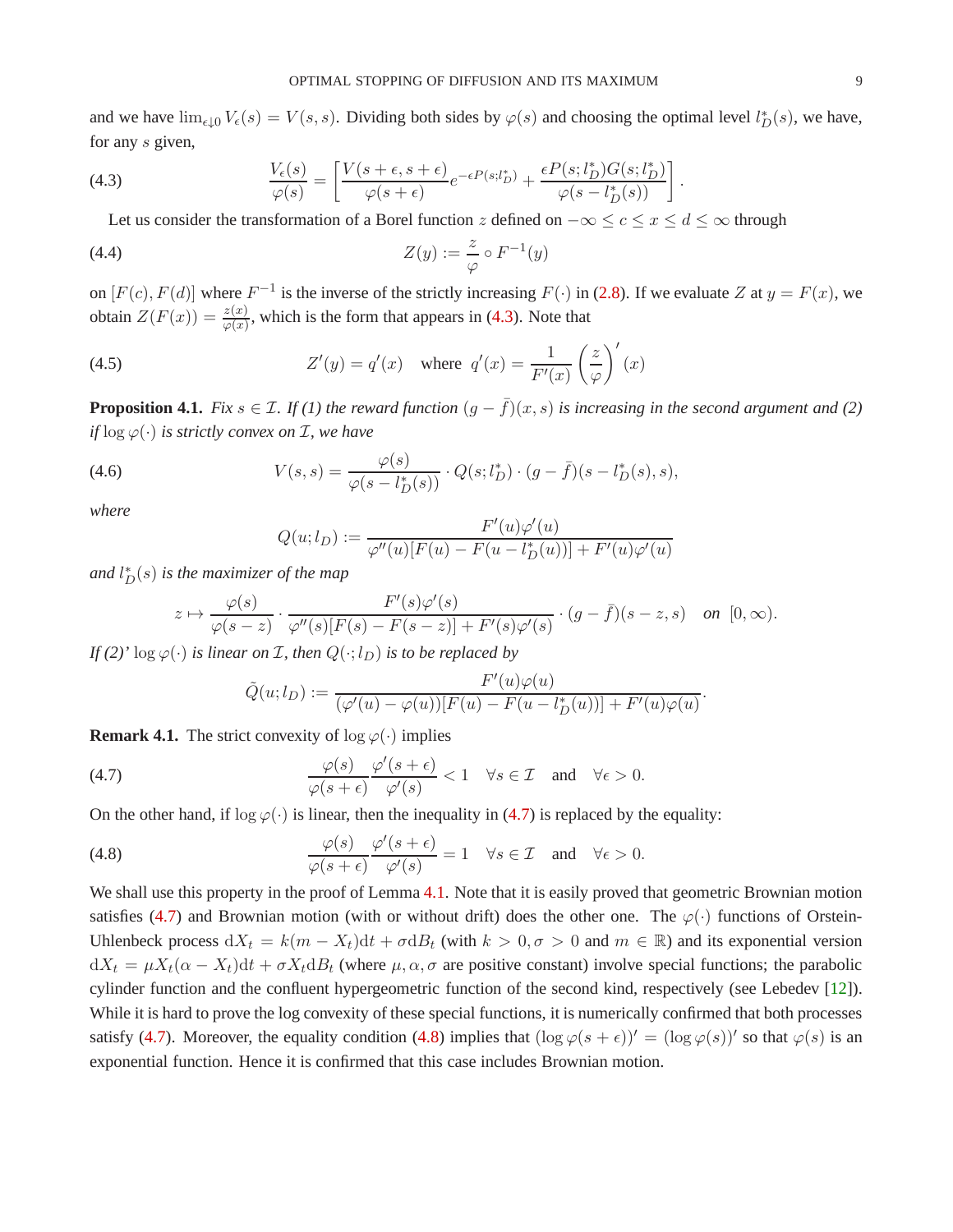and we have $\lim_{\epsilon\downarrow 0} V_\epsilon(s) = V(s,s)$. Dividing both sides by $\varphi(s)$ and choosing the optimal level $l_D^*(s)$, we have, for any $s$ given,

$$\frac{V_\epsilon(s)}{\varphi(s)} = \left[\frac{V(s+\epsilon, s+\epsilon)}{\varphi(s+\epsilon)} e^{-\epsilon P(s;l_D^*)} + \frac{\epsilon P(s;l_D^*) G(s;l_D^*)}{\varphi(s-l_D^*(s))}\right]. \tag{4.3}$$

Let us consider the transformation of a Borel function $z$ defined on $-\infty \le c \le x \le d \le \infty$ through

$$Z(y) := \frac{z}{\varphi} \circ F^{-1}(y) \tag{4.4}$$

on $[F(c), F(d)]$ where $F^{-1}$ is the inverse of the strictly increasing $F(\cdot)$ in (2.8). If we evaluate $Z$ at $y = F(x)$, we obtain $Z(F(x)) = \frac{z(x)}{\varphi(x)}$, which is the form that appears in (4.3). Note that

$$Z'(y) = q'(x) \quad \text{where } \; q'(x) = \frac{1}{F'(x)}\left(\frac{z}{\varphi}\right)'(x) \tag{4.5}$$

**Proposition 4.1.** *Fix $s \in \mathcal{I}$. If (1) the reward function $(g - \bar{f})(x,s)$ is increasing in the second argument and (2) if $\log\varphi(\cdot)$ is strictly convex on $\mathcal{I}$, we have*

$$V(s,s) = \frac{\varphi(s)}{\varphi(s - l_D^*(s))} \cdot Q(s;l_D^*) \cdot (g-\bar{f})(s - l_D^*(s), s), \tag{4.6}$$

*where*

$$Q(u;l_D) := \frac{F'(u)\varphi'(u)}{\varphi''(u)[F(u) - F(u - l_D^*(u))] + F'(u)\varphi'(u)}$$

*and $l_D^*(s)$ is the maximizer of the map*

$$z \mapsto \frac{\varphi(s)}{\varphi(s-z)} \cdot \frac{F'(s)\varphi'(s)}{\varphi''(s)[F(s) - F(s-z)] + F'(s)\varphi'(s)} \cdot (g-\bar{f})(s-z, s) \quad \text{on } \; [0,\infty).$$

*If (2)' $\log\varphi(\cdot)$ is linear on $\mathcal{I}$, then $Q(\cdot;l_D)$ is to be replaced by*

$$\tilde{Q}(u;l_D) := \frac{F'(u)\varphi(u)}{(\varphi'(u) - \varphi(u))[F(u) - F(u - l_D^*(u))] + F'(u)\varphi(u)}.$$

**Remark 4.1.** The strict convexity of $\log\varphi(\cdot)$ implies

$$\frac{\varphi(s)}{\varphi(s+\epsilon)}\frac{\varphi'(s+\epsilon)}{\varphi'(s)} < 1 \quad \forall s \in \mathcal{I} \quad \text{and} \quad \forall \epsilon > 0. \tag{4.7}$$

On the other hand, if $\log\varphi(\cdot)$ is linear, then the inequality in (4.7) is replaced by the equality:

$$\frac{\varphi(s)}{\varphi(s+\epsilon)}\frac{\varphi'(s+\epsilon)}{\varphi'(s)} = 1 \quad \forall s \in \mathcal{I} \quad \text{and} \quad \forall \epsilon > 0. \tag{4.8}$$

We shall use this property in the proof of Lemma 4.1. Note that it is easily proved that geometric Brownian motion satisfies (4.7) and Brownian motion (with or without drift) does the other one. The $\varphi(\cdot)$ functions of Orstein-Uhlenbeck process $\mathrm{d}X_t = k(m - X_t)\mathrm{d}t + \sigma \mathrm{d}B_t$ (with $k > 0, \sigma > 0$ and $m \in \mathbb{R}$) and its exponential version $\mathrm{d}X_t = \mu X_t(\alpha - X_t)\mathrm{d}t + \sigma X_t \mathrm{d}B_t$ (where $\mu, \alpha, \sigma$ are positive constant) involve special functions; the parabolic cylinder function and the confluent hypergeometric function of the second kind, respectively (see Lebedev [12]). While it is hard to prove the log convexity of these special functions, it is numerically confirmed that both processes satisfy (4.7). Moreover, the equality condition (4.8) implies that $(\log\varphi(s+\epsilon))' = (\log\varphi(s))'$ so that $\varphi(s)$ is an exponential function. Hence it is confirmed that this case includes Brownian motion.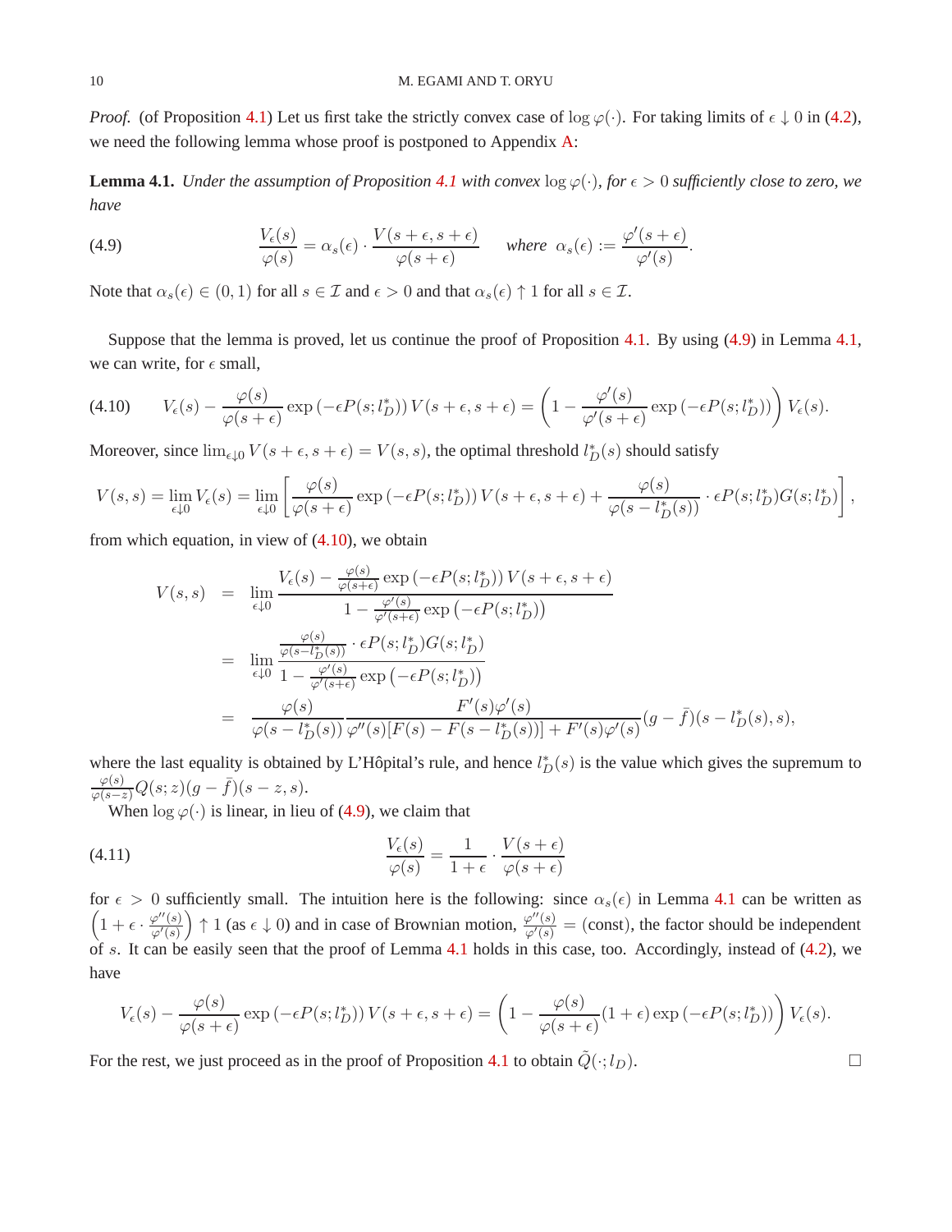*Proof.* (of Proposition 4.1) Let us first take the strictly convex case of $\log \varphi(\cdot)$. For taking limits of $\epsilon \downarrow 0$ in (4.2), we need the following lemma whose proof is postponed to Appendix A:

**Lemma 4.1.** *Under the assumption of Proposition 4.1 with convex $\log \varphi(\cdot)$, for $\epsilon > 0$ sufficiently close to zero, we have*

$$\frac{V_\epsilon(s)}{\varphi(s)} = \alpha_s(\epsilon) \cdot \frac{V(s+\epsilon, s+\epsilon)}{\varphi(s+\epsilon)} \qquad \text{where } \; \alpha_s(\epsilon) := \frac{\varphi'(s+\epsilon)}{\varphi'(s)}. \tag{4.9}$$

Note that $\alpha_s(\epsilon) \in (0,1)$ for all $s \in \mathcal{I}$ and $\epsilon > 0$ and that $\alpha_s(\epsilon) \uparrow 1$ for all $s \in \mathcal{I}$.

Suppose that the lemma is proved, let us continue the proof of Proposition 4.1. By using (4.9) in Lemma 4.1, we can write, for $\epsilon$ small,

$$V_\epsilon(s) - \frac{\varphi(s)}{\varphi(s+\epsilon)} \exp\left(-\epsilon P(s; l_D^*)\right) V(s+\epsilon, s+\epsilon) = \left(1 - \frac{\varphi'(s)}{\varphi'(s+\epsilon)} \exp\left(-\epsilon P(s; l_D^*)\right)\right) V_\epsilon(s). \tag{4.10}$$

Moreover, since $\lim_{\epsilon \downarrow 0} V(s+\epsilon, s+\epsilon) = V(s,s)$, the optimal threshold $l_D^*(s)$ should satisfy

$$V(s,s) = \lim_{\epsilon \downarrow 0} V_\epsilon(s) = \lim_{\epsilon \downarrow 0} \left[ \frac{\varphi(s)}{\varphi(s+\epsilon)} \exp\left(-\epsilon P(s; l_D^*)\right) V(s+\epsilon, s+\epsilon) + \frac{\varphi(s)}{\varphi(s - l_D^*(s))} \cdot \epsilon P(s; l_D^*) G(s; l_D^*) \right],$$

from which equation, in view of (4.10), we obtain

$$\begin{aligned}
V(s,s) &= \lim_{\epsilon \downarrow 0} \frac{V_\epsilon(s) - \frac{\varphi(s)}{\varphi(s+\epsilon)} \exp\left(-\epsilon P(s; l_D^*)\right) V(s+\epsilon, s+\epsilon)}{1 - \frac{\varphi'(s)}{\varphi'(s+\epsilon)} \exp\left(-\epsilon P(s; l_D^*)\right)} \\
&= \lim_{\epsilon \downarrow 0} \frac{\frac{\varphi(s)}{\varphi(s - l_D^*(s))} \cdot \epsilon P(s; l_D^*) G(s; l_D^*)}{1 - \frac{\varphi'(s)}{\varphi'(s+\epsilon)} \exp\left(-\epsilon P(s; l_D^*)\right)} \\
&= \frac{\varphi(s)}{\varphi(s - l_D^*(s))} \frac{F'(s)\varphi'(s)}{\varphi''(s)[F(s) - F(s - l_D^*(s))] + F'(s)\varphi'(s)} (g - \bar{f})(s - l_D^*(s), s),
\end{aligned}$$

where the last equality is obtained by L'Hôpital's rule, and hence $l_D^*(s)$ is the value which gives the supremum to $\frac{\varphi(s)}{\varphi(s-z)} Q(s;z)(g - \bar{f})(s-z, s)$.

When $\log \varphi(\cdot)$ is linear, in lieu of (4.9), we claim that

$$\frac{V_\epsilon(s)}{\varphi(s)} = \frac{1}{1+\epsilon} \cdot \frac{V(s+\epsilon)}{\varphi(s+\epsilon)} \tag{4.11}$$

for $\epsilon > 0$ sufficiently small. The intuition here is the following: since $\alpha_s(\epsilon)$ in Lemma 4.1 can be written as $\left(1 + \epsilon \cdot \frac{\varphi''(s)}{\varphi'(s)}\right) \uparrow 1$ (as $\epsilon \downarrow 0$) and in case of Brownian motion, $\frac{\varphi''(s)}{\varphi'(s)} = (\text{const})$, the factor should be independent of $s$. It can be easily seen that the proof of Lemma 4.1 holds in this case, too. Accordingly, instead of (4.2), we have

$$V_\epsilon(s) - \frac{\varphi(s)}{\varphi(s+\epsilon)} \exp\left(-\epsilon P(s; l_D^*)\right) V(s+\epsilon, s+\epsilon) = \left(1 - \frac{\varphi(s)}{\varphi(s+\epsilon)} (1+\epsilon) \exp\left(-\epsilon P(s; l_D^*)\right)\right) V_\epsilon(s).$$

For the rest, we just proceed as in the proof of Proposition 4.1 to obtain $\tilde{Q}(\cdot; l_D)$. $\square$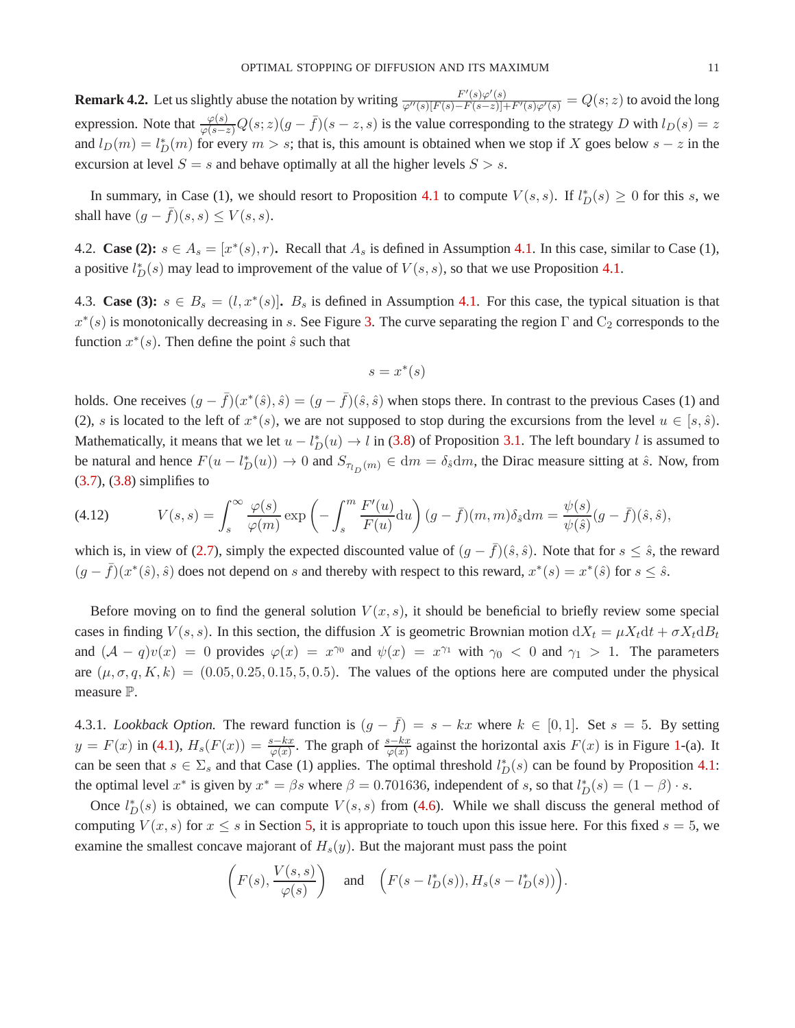**Remark 4.2.** Let us slightly abuse the notation by writing $\frac{F'(s)\varphi'(s)}{\varphi''(s)[F(s)-F(s-z)]+F'(s)\varphi'(s)} = Q(s;z)$ to avoid the long expression. Note that $\frac{\varphi(s)}{\varphi(s-z)}Q(s;z)(g-\bar{f})(s-z,s)$ is the value corresponding to the strategy $D$ with $l_D(s) = z$ and $l_D(m) = l_D^*(m)$ for every $m > s$; that is, this amount is obtained when we stop if $X$ goes below $s-z$ in the excursion at level $S = s$ and behave optimally at all the higher levels $S > s$.

In summary, in Case (1), we should resort to Proposition 4.1 to compute $V(s,s)$. If $l_D^*(s) \geq 0$ for this $s$, we shall have $(g-\bar{f})(s,s) \leq V(s,s)$.

4.2. **Case (2):** $s \in A_s = [x^*(s), r)$**.** Recall that $A_s$ is defined in Assumption 4.1. In this case, similar to Case (1), a positive $l_D^*(s)$ may lead to improvement of the value of $V(s,s)$, so that we use Proposition 4.1.

4.3. **Case (3):** $s \in B_s = (l, x^*(s)]$**.** $B_s$ is defined in Assumption 4.1. For this case, the typical situation is that $x^*(s)$ is monotonically decreasing in $s$. See Figure 3. The curve separating the region $\Gamma$ and $\mathrm{C}_2$ corresponds to the function $x^*(s)$. Then define the point $\hat{s}$ such that

$$s = x^*(s)$$

holds. One receives $(g-\bar{f})(x^*(\hat{s}),\hat{s}) = (g-\bar{f})(\hat{s},\hat{s})$ when stops there. In contrast to the previous Cases (1) and (2), $s$ is located to the left of $x^*(s)$, we are not supposed to stop during the excursions from the level $u \in [s,\hat{s})$. Mathematically, it means that we let $u - l_D^*(u) \to l$ in (3.8) of Proposition 3.1. The left boundary $l$ is assumed to be natural and hence $F(u - l_D^*(u)) \to 0$ and $S_{\tau_{l_D}(m)} \in \mathrm{d}m = \delta_{\hat{s}}\mathrm{d}m$, the Dirac measure sitting at $\hat{s}$. Now, from (3.7), (3.8) simplifies to

$$V(s,s) = \int_s^\infty \frac{\varphi(s)}{\varphi(m)} \exp\left(-\int_s^m \frac{F'(u)}{F(u)}\mathrm{d}u\right)(g-\bar{f})(m,m)\delta_{\hat{s}}\mathrm{d}m = \frac{\psi(s)}{\psi(\hat{s})}(g-\bar{f})(\hat{s},\hat{s}), \tag{4.12}$$

which is, in view of (2.7), simply the expected discounted value of $(g-\bar{f})(\hat{s},\hat{s})$. Note that for $s \leq \hat{s}$, the reward $(g-\bar{f})(x^*(\hat{s}),\hat{s})$ does not depend on $s$ and thereby with respect to this reward, $x^*(s) = x^*(\hat{s})$ for $s \leq \hat{s}$.

Before moving on to find the general solution $V(x,s)$, it should be beneficial to briefly review some special cases in finding $V(s,s)$. In this section, the diffusion $X$ is geometric Brownian motion $\mathrm{d}X_t = \mu X_t \mathrm{d}t + \sigma X_t \mathrm{d}B_t$ and $(\mathcal{A}-q)v(x) = 0$ provides $\varphi(x) = x^{\gamma_0}$ and $\psi(x) = x^{\gamma_1}$ with $\gamma_0 < 0$ and $\gamma_1 > 1$. The parameters are $(\mu, \sigma, q, K, k) = (0.05, 0.25, 0.15, 5, 0.5)$. The values of the options here are computed under the physical measure $\mathbb{P}$.

4.3.1. *Lookback Option.* The reward function is $(g-\bar{f}) = s - kx$ where $k \in [0,1]$. Set $s = 5$. By setting $y = F(x)$ in (4.1), $H_s(F(x)) = \frac{s-kx}{\varphi(x)}$. The graph of $\frac{s-kx}{\varphi(x)}$ against the horizontal axis $F(x)$ is in Figure 1-(a). It can be seen that $s \in \Sigma_s$ and that Case (1) applies. The optimal threshold $l_D^*(s)$ can be found by Proposition 4.1: the optimal level $x^*$ is given by $x^* = \beta s$ where $\beta = 0.701636$, independent of $s$, so that $l_D^*(s) = (1-\beta) \cdot s$.

Once $l_D^*(s)$ is obtained, we can compute $V(s,s)$ from (4.6). While we shall discuss the general method of computing $V(x,s)$ for $x \leq s$ in Section 5, it is appropriate to touch upon this issue here. For this fixed $s = 5$, we examine the smallest concave majorant of $H_s(y)$. But the majorant must pass the point

$$\left(F(s), \frac{V(s,s)}{\varphi(s)}\right) \quad \text{and} \quad \Big(F(s - l_D^*(s)), H_s(s - l_D^*(s))\Big).$$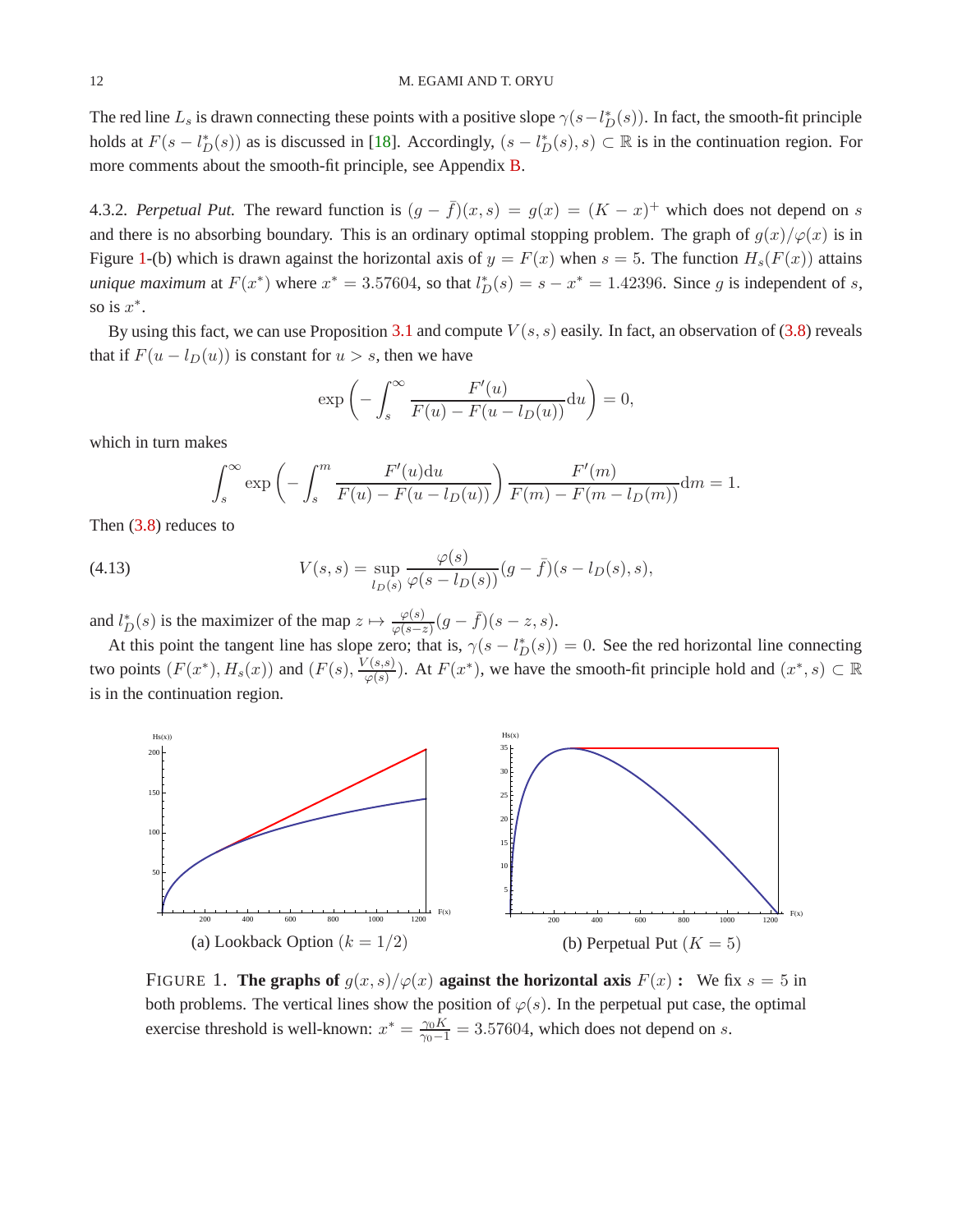The red line $L_s$ is drawn connecting these points with a positive slope $\gamma(s-l^*_D(s))$. In fact, the smooth-fit principle holds at $F(s-l^*_D(s))$ as is discussed in [18]. Accordingly, $(s-l^*_D(s), s) \subset \mathbb{R}$ is in the continuation region. For more comments about the smooth-fit principle, see Appendix B.

4.3.2. *Perpetual Put.* The reward function is $(g-\bar{f})(x,s) = g(x) = (K-x)^+$ which does not depend on $s$ and there is no absorbing boundary. This is an ordinary optimal stopping problem. The graph of $g(x)/\varphi(x)$ is in Figure 1-(b) which is drawn against the horizontal axis of $y = F(x)$ when $s = 5$. The function $H_s(F(x))$ attains *unique maximum* at $F(x^*)$ where $x^* = 3.57604$, so that $l^*_D(s) = s - x^* = 1.42396$. Since $g$ is independent of $s$, so is $x^*$.

By using this fact, we can use Proposition 3.1 and compute $V(s,s)$ easily. In fact, an observation of (3.8) reveals that if $F(u-l_D(u))$ is constant for $u > s$, then we have

$$\exp\left(-\int_s^\infty \frac{F'(u)}{F(u)-F(u-l_D(u))}\mathrm{d}u\right) = 0,$$

which in turn makes

$$\int_s^\infty \exp\left(-\int_s^m \frac{F'(u)\mathrm{d}u}{F(u)-F(u-l_D(u))}\right)\frac{F'(m)}{F(m)-F(m-l_D(m))}\mathrm{d}m = 1.$$

Then (3.8) reduces to

$$V(s,s) = \sup_{l_D(s)} \frac{\varphi(s)}{\varphi(s-l_D(s))}(g-\bar{f})(s-l_D(s),s), \tag{4.13}$$

and $l^*_D(s)$ is the maximizer of the map $z \mapsto \frac{\varphi(s)}{\varphi(s-z)}(g-\bar{f})(s-z,s)$.

At this point the tangent line has slope zero; that is, $\gamma(s-l^*_D(s)) = 0$. See the red horizontal line connecting two points $(F(x^*), H_s(x))$ and $(F(s), \frac{V(s,s)}{\varphi(s)})$. At $F(x^*)$, we have the smooth-fit principle hold and $(x^*, s) \subset \mathbb{R}$ is in the continuation region.

(a) Lookback Option ($k = 1/2$)

(b) Perpetual Put ($K = 5$)

FIGURE 1. **The graphs of** $g(x,s)/\varphi(x)$ **against the horizontal axis** $F(x)$ **:** We fix $s = 5$ in both problems. The vertical lines show the position of $\varphi(s)$. In the perpetual put case, the optimal exercise threshold is well-known: $x^* = \frac{\gamma_0 K}{\gamma_0 - 1} = 3.57604$, which does not depend on $s$.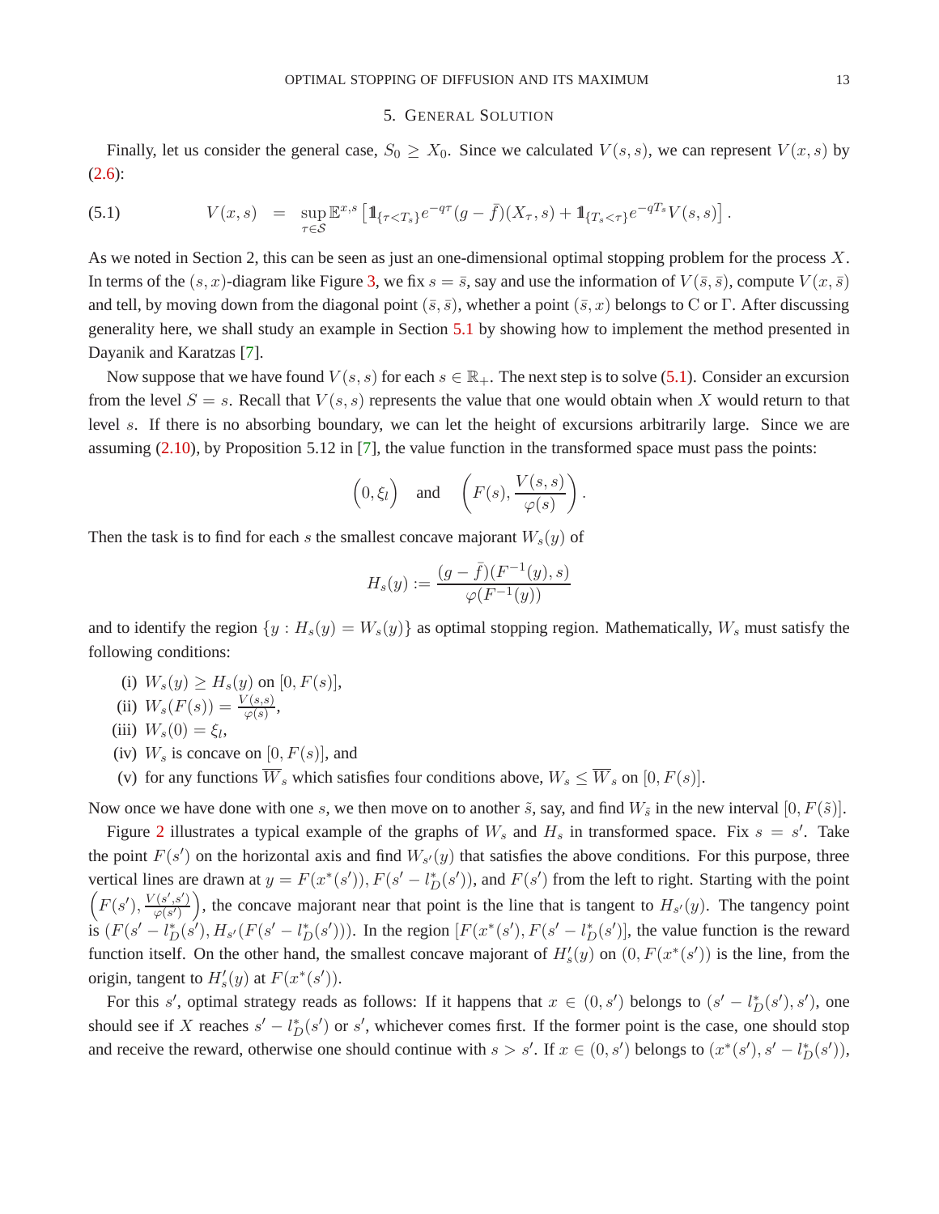## 5. General Solution

Finally, let us consider the general case, $S_0 \geq X_0$. Since we calculated $V(s,s)$, we can represent $V(x,s)$ by (2.6):

$$V(x,s) \quad = \quad \sup_{\tau \in \mathcal{S}} \mathbb{E}^{x,s}\left[\mathbb{1}_{\{\tau < T_s\}} e^{-q\tau}(g-\bar{f})(X_\tau, s) + \mathbb{1}_{\{T_s < \tau\}} e^{-qT_s} V(s,s)\right]. \tag{5.1}$$

As we noted in Section 2, this can be seen as just an one-dimensional optimal stopping problem for the process $X$. In terms of the $(s,x)$-diagram like Figure 3, we fix $s = \bar{s}$, say and use the information of $V(\bar{s},\bar{s})$, compute $V(x,\bar{s})$ and tell, by moving down from the diagonal point $(\bar{s},\bar{s})$, whether a point $(\bar{s},x)$ belongs to C or $\Gamma$. After discussing generality here, we shall study an example in Section 5.1 by showing how to implement the method presented in Dayanik and Karatzas [7].

Now suppose that we have found $V(s,s)$ for each $s \in \mathbb{R}_+$. The next step is to solve (5.1). Consider an excursion from the level $S = s$. Recall that $V(s,s)$ represents the value that one would obtain when $X$ would return to that level $s$. If there is no absorbing boundary, we can let the height of excursions arbitrarily large. Since we are assuming (2.10), by Proposition 5.12 in [7], the value function in the transformed space must pass the points:

$$\Big(0, \xi_l\Big) \quad \text{and} \quad \left(F(s), \frac{V(s,s)}{\varphi(s)}\right).$$

Then the task is to find for each $s$ the smallest concave majorant $W_s(y)$ of

$$H_s(y) := \frac{(g-\bar{f})(F^{-1}(y), s)}{\varphi(F^{-1}(y))}$$

and to identify the region $\{y : H_s(y) = W_s(y)\}$ as optimal stopping region. Mathematically, $W_s$ must satisfy the following conditions:

- (i) $W_s(y) \geq H_s(y)$ on $[0, F(s)]$,
- (ii) $W_s(F(s)) = \frac{V(s,s)}{\varphi(s)}$,
- (iii) $W_s(0) = \xi_l$,
- (iv) $W_s$ is concave on $[0, F(s)]$, and
- (v) for any functions $\overline{W}_s$ which satisfies four conditions above, $W_s \leq \overline{W}_s$ on $[0, F(s)]$.

Now once we have done with one $s$, we then move on to another $\tilde{s}$, say, and find $W_{\tilde{s}}$ in the new interval $[0, F(\tilde{s})]$.

Figure 2 illustrates a typical example of the graphs of $W_s$ and $H_s$ in transformed space. Fix $s = s'$. Take the point $F(s')$ on the horizontal axis and find $W_{s'}(y)$ that satisfies the above conditions. For this purpose, three vertical lines are drawn at $y = F(x^*(s')), F(s' - l_D^*(s'))$, and $F(s')$ from the left to right. Starting with the point $\left(F(s'), \frac{V(s',s')}{\varphi(s')}\right)$, the concave majorant near that point is the line that is tangent to $H_{s'}(y)$. The tangency point is $(F(s' - l_D^*(s')), H_{s'}(F(s' - l_D^*(s'))))$. In the region $[F(x^*(s')), F(s' - l_D^*(s'))]$, the value function is the reward function itself. On the other hand, the smallest concave majorant of $H_s'(y)$ on $(0, F(x^*(s'))$ is the line, from the origin, tangent to $H_s'(y)$ at $F(x^*(s'))$.

For this $s'$, optimal strategy reads as follows: If it happens that $x \in (0, s')$ belongs to $(s' - l_D^*(s'), s')$, one should see if $X$ reaches $s' - l_D^*(s')$ or $s'$, whichever comes first. If the former point is the case, one should stop and receive the reward, otherwise one should continue with $s > s'$. If $x \in (0, s')$ belongs to $(x^*(s'), s' - l_D^*(s'))$,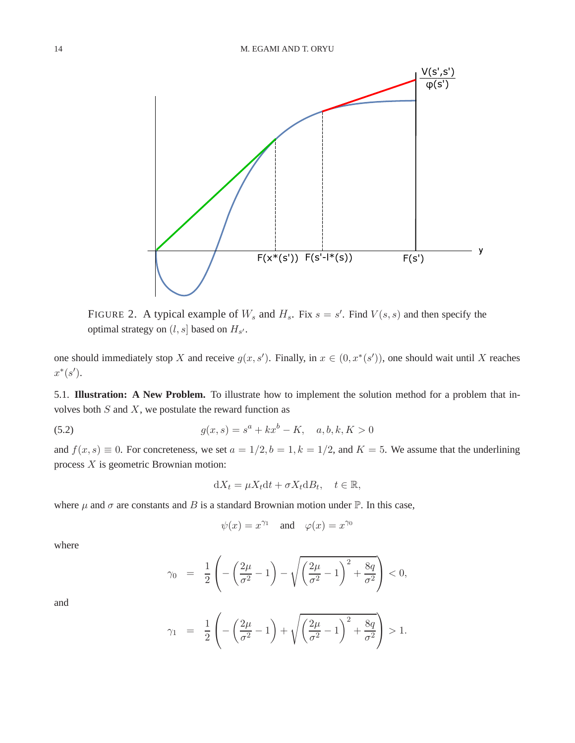FIGURE 2. A typical example of $W_s$ and $H_s$. Fix $s = s'$. Find $V(s,s)$ and then specify the optimal strategy on $(l, s]$ based on $H_{s'}$.

one should immediately stop $X$ and receive $g(x, s')$. Finally, in $x \in (0, x^*(s'))$, one should wait until $X$ reaches $x^*(s')$.

5.1. **Illustration: A New Problem.** To illustrate how to implement the solution method for a problem that involves both $S$ and $X$, we postulate the reward function as

$$g(x, s) = s^a + kx^b - K, \quad a, b, k, K > 0 \tag{5.2}$$

and $f(x, s) \equiv 0$. For concreteness, we set $a = 1/2, b = 1, k = 1/2$, and $K = 5$. We assume that the underlining process $X$ is geometric Brownian motion:

$$\mathrm{d}X_t = \mu X_t \mathrm{d}t + \sigma X_t \mathrm{d}B_t, \quad t \in \mathbb{R},$$

where $\mu$ and $\sigma$ are constants and $B$ is a standard Brownian motion under $\mathbb{P}$. In this case,

$$\psi(x) = x^{\gamma_1} \quad \text{and} \quad \varphi(x) = x^{\gamma_0}$$

where

$$\gamma_0 = \frac{1}{2}\left(-\left(\frac{2\mu}{\sigma^2} - 1\right) - \sqrt{\left(\frac{2\mu}{\sigma^2} - 1\right)^2 + \frac{8q}{\sigma^2}}\right) < 0,$$

and

$$\gamma_1 = \frac{1}{2}\left(-\left(\frac{2\mu}{\sigma^2} - 1\right) + \sqrt{\left(\frac{2\mu}{\sigma^2} - 1\right)^2 + \frac{8q}{\sigma^2}}\right) > 1.$$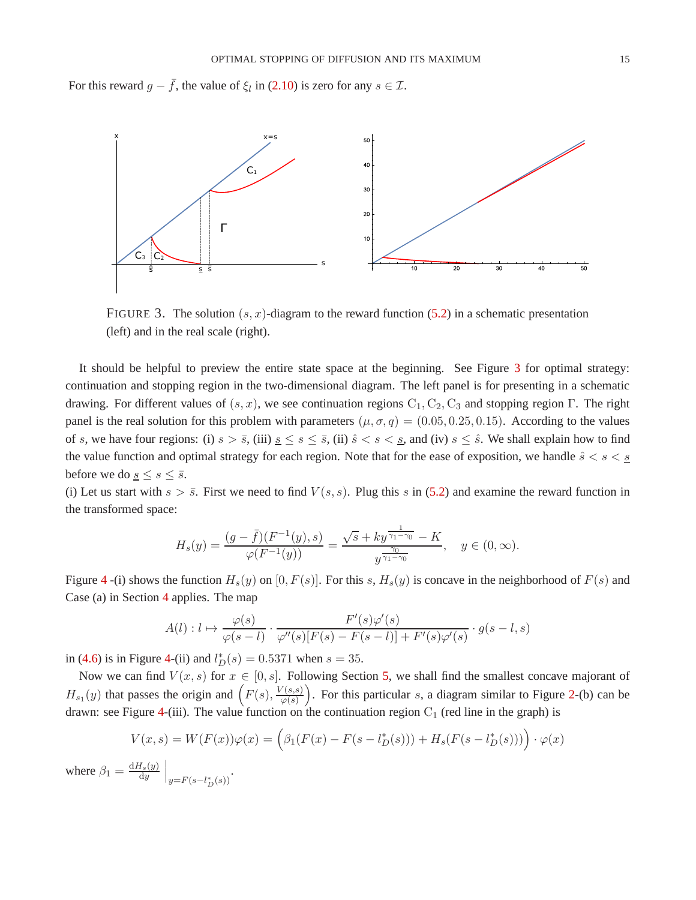For this reward $g - \bar{f}$, the value of $\xi_l$ in (2.10) is zero for any $s \in \mathcal{I}$.

FIGURE 3. The solution $(s, x)$-diagram to the reward function (5.2) in a schematic presentation (left) and in the real scale (right).

It should be helpful to preview the entire state space at the beginning. See Figure 3 for optimal strategy: continuation and stopping region in the two-dimensional diagram. The left panel is for presenting in a schematic drawing. For different values of $(s, x)$, we see continuation regions $\mathrm{C}_1, \mathrm{C}_2, \mathrm{C}_3$ and stopping region $\Gamma$. The right panel is the real solution for this problem with parameters $(\mu, \sigma, q) = (0.05, 0.25, 0.15)$. According to the values of $s$, we have four regions: (i) $s > \bar{s}$, (iii) $\underline{s} \le s \le \bar{s}$, (ii) $\hat{s} < s < \underline{s}$, and (iv) $s \le \hat{s}$. We shall explain how to find the value function and optimal strategy for each region. Note that for the ease of exposition, we handle $\hat{s} < s < \underline{s}$ before we do $\underline{s} \le s \le \bar{s}$.

(i) Let us start with $s > \bar{s}$. First we need to find $V(s, s)$. Plug this $s$ in (5.2) and examine the reward function in the transformed space:

$$H_s(y) = \frac{(g - \bar{f})(F^{-1}(y), s)}{\varphi(F^{-1}(y))} = \frac{\sqrt{s} + ky^{\frac{1}{\gamma_1 - \gamma_0}} - K}{y^{\frac{\gamma_0}{\gamma_1 - \gamma_0}}}, \quad y \in (0, \infty).$$

Figure 4 -(i) shows the function $H_s(y)$ on $[0, F(s)]$. For this $s$, $H_s(y)$ is concave in the neighborhood of $F(s)$ and Case (a) in Section 4 applies. The map

$$A(l): l \mapsto \frac{\varphi(s)}{\varphi(s-l)} \cdot \frac{F'(s)\varphi'(s)}{\varphi''(s)[F(s) - F(s-l)] + F'(s)\varphi'(s)} \cdot g(s-l, s)$$

in (4.6) is in Figure 4-(ii) and $l_D^*(s) = 0.5371$ when $s = 35$.

Now we can find $V(x, s)$ for $x \in [0, s]$. Following Section 5, we shall find the smallest concave majorant of $H_{s_1}(y)$ that passes the origin and $\left(F(s), \frac{V(s,s)}{\varphi(s)}\right)$. For this particular $s$, a diagram similar to Figure 2-(b) can be drawn: see Figure 4-(iii). The value function on the continuation region $\mathrm{C}_1$ (red line in the graph) is

$$V(x, s) = W(F(x))\varphi(x) = \Big(\beta_1(F(x) - F(s - l_D^*(s))) + H_s(F(s - l_D^*(s)))\Big) \cdot \varphi(x)$$

where $\beta_1 = \frac{\mathrm{d}H_s(y)}{\mathrm{d}y}\Big|_{y = F(s - l_D^*(s))}$.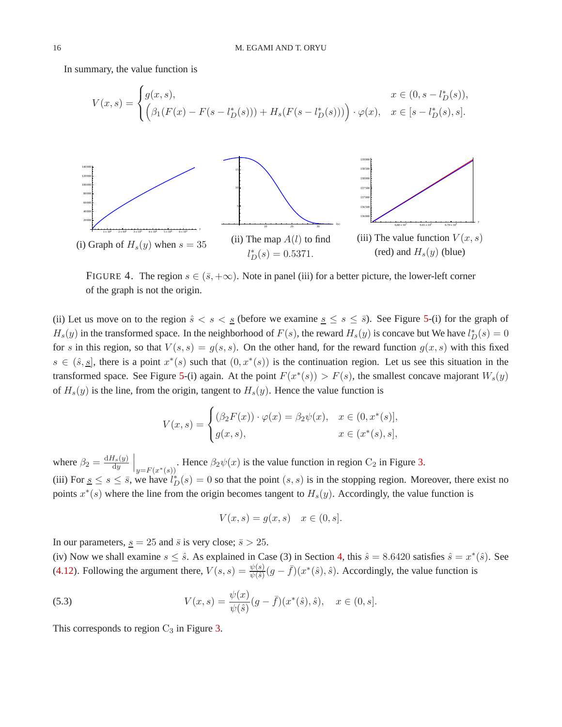In summary, the value function is

$$V(x,s) = \begin{cases} g(x,s), & x \in (0, s - l_D^*(s)), \\ \Big(\beta_1(F(x) - F(s - l_D^*(s))) + H_s(F(s - l_D^*(s)))\Big) \cdot \varphi(x), & x \in [s - l_D^*(s), s]. \end{cases}$$

(i) Graph of $H_s(y)$ when $s = 35$

(ii) The map $A(l)$ to find $l_D^*(s) = 0.5371$.

(iii) The value function $V(x,s)$ (red) and $H_s(y)$ (blue)

FIGURE 4. The region $s \in (\bar{s}, +\infty)$. Note in panel (iii) for a better picture, the lower-left corner of the graph is not the origin.

(ii) Let us move on to the region $\hat{s} < s < \underline{s}$ (before we examine $\underline{s} \le s \le \bar{s}$). See Figure 5-(i) for the graph of $H_s(y)$ in the transformed space. In the neighborhood of $F(s)$, the reward $H_s(y)$ is concave but We have $l_D^*(s) = 0$ for $s$ in this region, so that $V(s,s) = g(s,s)$. On the other hand, for the reward function $g(x,s)$ with this fixed $s \in (\hat{s}, \underline{s}]$, there is a point $x^*(s)$ such that $(0, x^*(s))$ is the continuation region. Let us see this situation in the transformed space. See Figure 5-(i) again. At the point $F(x^*(s)) > F(s)$, the smallest concave majorant $W_s(y)$ of $H_s(y)$ is the line, from the origin, tangent to $H_s(y)$. Hence the value function is

$$V(x,s) = \begin{cases} (\beta_2 F(x)) \cdot \varphi(x) = \beta_2 \psi(x), & x \in (0, x^*(s)], \\ g(x,s), & x \in (x^*(s), s], \end{cases}$$

where $\beta_2 = \frac{\mathrm{d}H_s(y)}{\mathrm{d}y}\Big|_{y = F(x^*(s))}$. Hence $\beta_2 \psi(x)$ is the value function in region $\mathrm{C}_2$ in Figure 3.

(iii) For $\underline{s} \le s \le \bar{s}$, we have $l_D^*(s) = 0$ so that the point $(s,s)$ is in the stopping region. Moreover, there exist no points $x^*(s)$ where the line from the origin becomes tangent to $H_s(y)$. Accordingly, the value function is

$$V(x,s) = g(x,s) \quad x \in (0, s].$$

In our parameters, $\underline{s} = 25$ and $\bar{s}$ is very close; $\bar{s} > 25$.

(iv) Now we shall examine $s \le \hat{s}$. As explained in Case (3) in Section 4, this $\hat{s} = 8.6420$ satisfies $\hat{s} = x^*(\hat{s})$. See (4.12). Following the argument there, $V(s,s) = \frac{\psi(s)}{\psi(\hat{s})}(g - \bar{f})(x^*(\hat{s}), \hat{s})$. Accordingly, the value function is

$$V(x,s) = \frac{\psi(x)}{\psi(\hat{s})}(g - \bar{f})(x^*(\hat{s}), \hat{s}), \quad x \in (0, s]. \tag{5.3}$$

This corresponds to region $\mathrm{C}_3$ in Figure 3.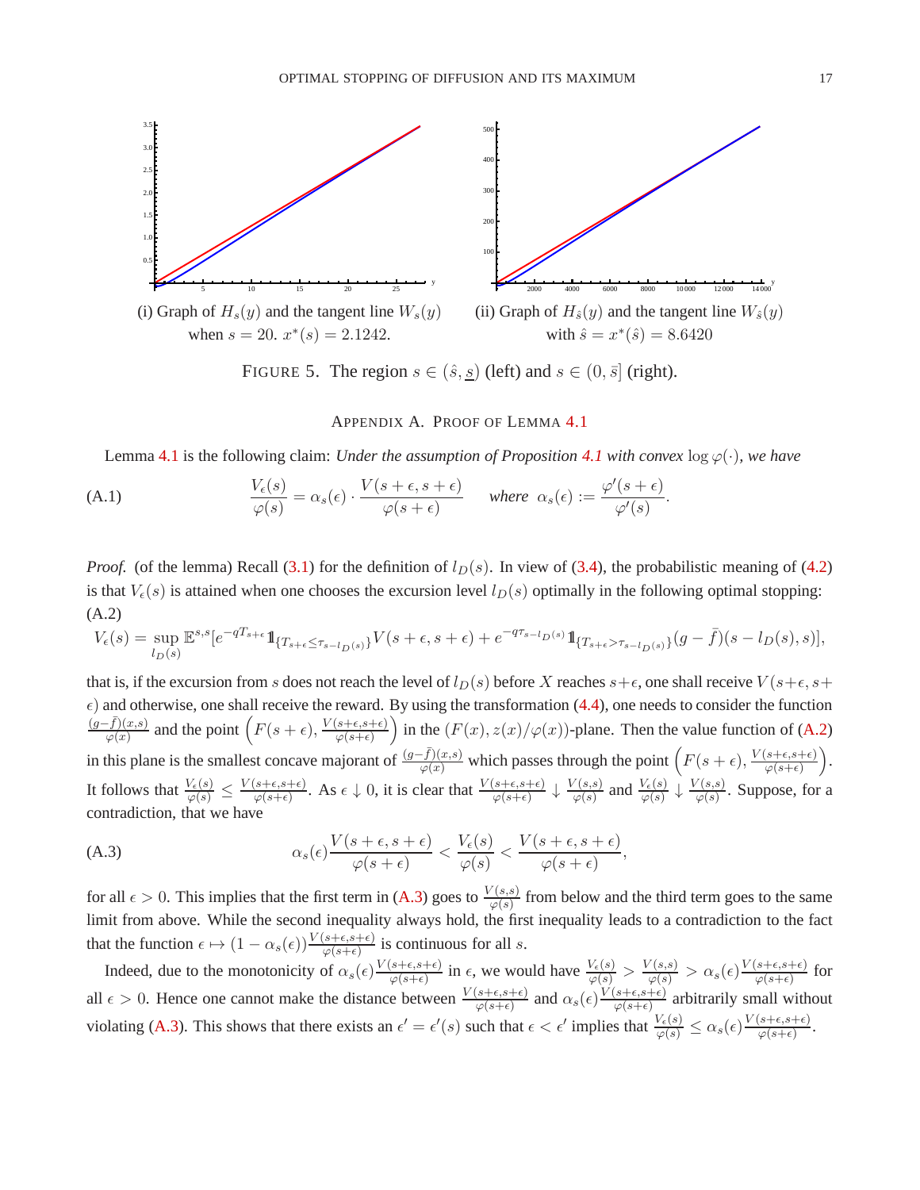(i) Graph of $H_s(y)$ and the tangent line $W_s(y)$ when $s = 20$. $x^*(s) = 2.1242$.

(ii) Graph of $H_{\hat{s}}(y)$ and the tangent line $W_{\hat{s}}(y)$ with $\hat{s} = x^*(\hat{s}) = 8.6420$

FIGURE 5. The region $s \in (\hat{s}, \underline{s})$ (left) and $s \in (0, \bar{s}]$ (right).

## APPENDIX A. PROOF OF LEMMA 4.1

Lemma 4.1 is the following claim: *Under the assumption of Proposition 4.1 with convex* $\log \varphi(\cdot)$, *we have*

$$\frac{V_\epsilon(s)}{\varphi(s)} = \alpha_s(\epsilon) \cdot \frac{V(s+\epsilon, s+\epsilon)}{\varphi(s+\epsilon)} \quad \textit{where } \alpha_s(\epsilon) := \frac{\varphi'(s+\epsilon)}{\varphi'(s)}. \tag{A.1}$$

*Proof.* (of the lemma) Recall (3.1) for the definition of $l_D(s)$. In view of (3.4), the probabilistic meaning of (4.2) is that $V_\epsilon(s)$ is attained when one chooses the excursion level $l_D(s)$ optimally in the following optimal stopping:
(A.2)

$$V_\epsilon(s) = \sup_{l_D(s)} \mathbb{E}^{s,s}[e^{-qT_{s+\epsilon}} \mathbb{1}_{\{T_{s+\epsilon} \le \tau_{s-l_D(s)}\}} V(s+\epsilon, s+\epsilon) + e^{-q\tau_{s-l_D(s)}} \mathbb{1}_{\{T_{s+\epsilon} > \tau_{s-l_D(s)}\}} (g - \bar{f})(s - l_D(s), s)],$$

that is, if the excursion from $s$ does not reach the level of $l_D(s)$ before $X$ reaches $s+\epsilon$, one shall receive $V(s+\epsilon, s+\epsilon)$ and otherwise, one shall receive the reward. By using the transformation (4.4), one needs to consider the function $\frac{(g-\bar{f})(x,s)}{\varphi(x)}$ and the point $\left(F(s+\epsilon), \frac{V(s+\epsilon,s+\epsilon)}{\varphi(s+\epsilon)}\right)$ in the $(F(x), z(x)/\varphi(x))$-plane. Then the value function of (A.2) in this plane is the smallest concave majorant of $\frac{(g-\bar{f})(x,s)}{\varphi(x)}$ which passes through the point $\left(F(s+\epsilon), \frac{V(s+\epsilon,s+\epsilon)}{\varphi(s+\epsilon)}\right)$. It follows that $\frac{V_\epsilon(s)}{\varphi(s)} \le \frac{V(s+\epsilon,s+\epsilon)}{\varphi(s+\epsilon)}$. As $\epsilon \downarrow 0$, it is clear that $\frac{V(s+\epsilon,s+\epsilon)}{\varphi(s+\epsilon)} \downarrow \frac{V(s,s)}{\varphi(s)}$ and $\frac{V_\epsilon(s)}{\varphi(s)} \downarrow \frac{V(s,s)}{\varphi(s)}$. Suppose, for a contradiction, that we have

$$\alpha_s(\epsilon) \frac{V(s+\epsilon, s+\epsilon)}{\varphi(s+\epsilon)} < \frac{V_\epsilon(s)}{\varphi(s)} < \frac{V(s+\epsilon, s+\epsilon)}{\varphi(s+\epsilon)}, \tag{A.3}$$

for all $\epsilon > 0$. This implies that the first term in (A.3) goes to $\frac{V(s,s)}{\varphi(s)}$ from below and the third term goes to the same limit from above. While the second inequality always hold, the first inequality leads to a contradiction to the fact that the function $\epsilon \mapsto (1 - \alpha_s(\epsilon)) \frac{V(s+\epsilon,s+\epsilon)}{\varphi(s+\epsilon)}$ is continuous for all $s$.

Indeed, due to the monotonicity of $\alpha_s(\epsilon) \frac{V(s+\epsilon,s+\epsilon)}{\varphi(s+\epsilon)}$ in $\epsilon$, we would have $\frac{V_\epsilon(s)}{\varphi(s)} > \frac{V(s,s)}{\varphi(s)} > \alpha_s(\epsilon) \frac{V(s+\epsilon,s+\epsilon)}{\varphi(s+\epsilon)}$ for all $\epsilon > 0$. Hence one cannot make the distance between $\frac{V(s+\epsilon,s+\epsilon)}{\varphi(s+\epsilon)}$ and $\alpha_s(\epsilon) \frac{V(s+\epsilon,s+\epsilon)}{\varphi(s+\epsilon)}$ arbitrarily small without violating (A.3). This shows that there exists an $\epsilon' = \epsilon'(s)$ such that $\epsilon < \epsilon'$ implies that $\frac{V_\epsilon(s)}{\varphi(s)} \le \alpha_s(\epsilon) \frac{V(s+\epsilon,s+\epsilon)}{\varphi(s+\epsilon)}$.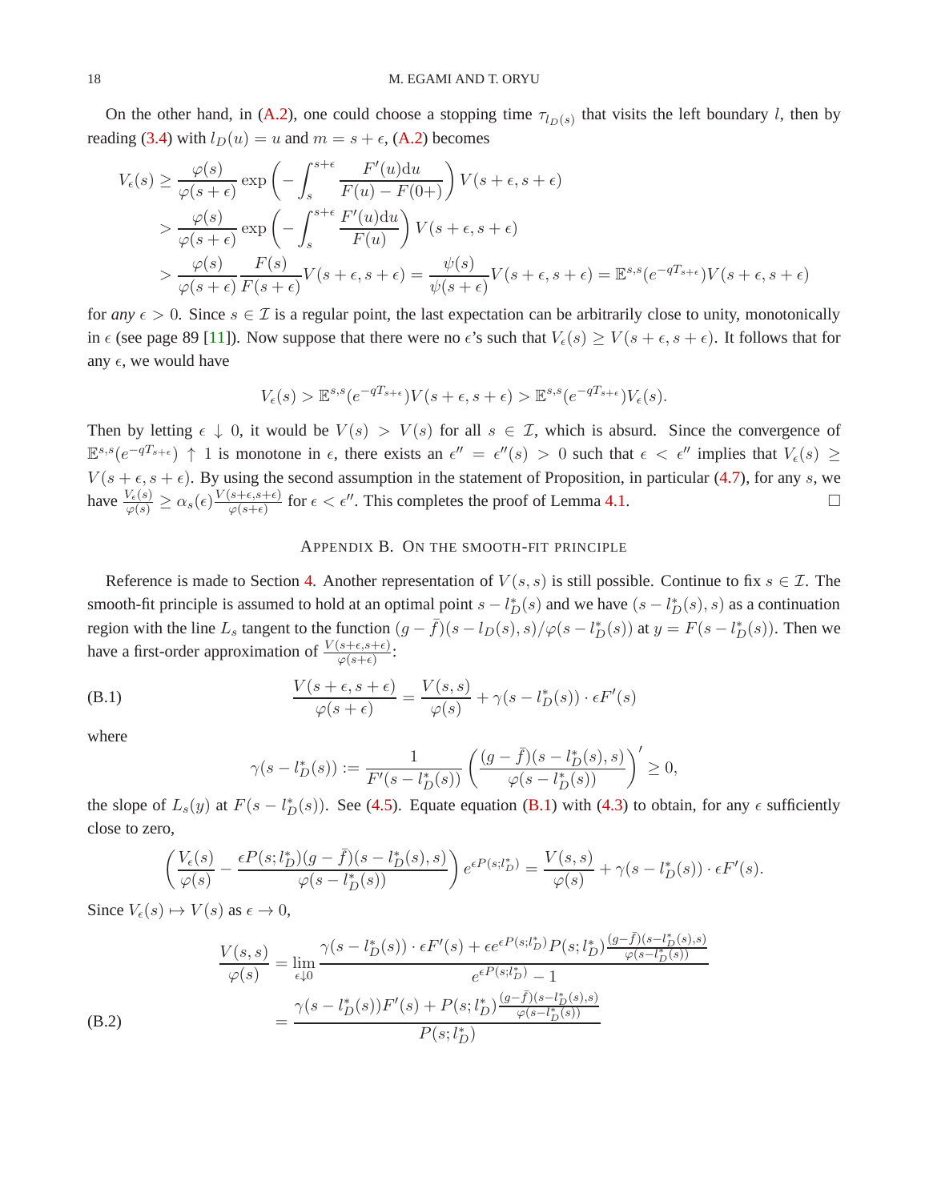On the other hand, in (A.2), one could choose a stopping time $\tau_{l_D(s)}$ that visits the left boundary $l$, then by reading (3.4) with $l_D(u) = u$ and $m = s+\epsilon$, (A.2) becomes

$$
\begin{aligned}
V_\epsilon(s) &\geq \frac{\varphi(s)}{\varphi(s+\epsilon)} \exp\left(-\int_s^{s+\epsilon} \frac{F'(u)\mathrm{d}u}{F(u)-F(0+)}\right) V(s+\epsilon, s+\epsilon) \\
&> \frac{\varphi(s)}{\varphi(s+\epsilon)} \exp\left(-\int_s^{s+\epsilon} \frac{F'(u)\mathrm{d}u}{F(u)}\right) V(s+\epsilon, s+\epsilon) \\
&> \frac{\varphi(s)}{\varphi(s+\epsilon)} \frac{F(s)}{F(s+\epsilon)} V(s+\epsilon, s+\epsilon) = \frac{\psi(s)}{\psi(s+\epsilon)} V(s+\epsilon, s+\epsilon) = \mathbb{E}^{s,s}(e^{-qT_{s+\epsilon}}) V(s+\epsilon, s+\epsilon)
\end{aligned}
$$

for *any* $\epsilon > 0$. Since $s \in \mathcal{I}$ is a regular point, the last expectation can be arbitrarily close to unity, monotonically in $\epsilon$ (see page 89 [11]). Now suppose that there were no $\epsilon$'s such that $V_\epsilon(s) \geq V(s+\epsilon, s+\epsilon)$. It follows that for any $\epsilon$, we would have

$$
V_\epsilon(s) > \mathbb{E}^{s,s}(e^{-qT_{s+\epsilon}}) V(s+\epsilon, s+\epsilon) > \mathbb{E}^{s,s}(e^{-qT_{s+\epsilon}}) V_\epsilon(s).
$$

Then by letting $\epsilon \downarrow 0$, it would be $V(s) > V(s)$ for all $s \in \mathcal{I}$, which is absurd. Since the convergence of $\mathbb{E}^{s,s}(e^{-qT_{s+\epsilon}}) \uparrow 1$ is monotone in $\epsilon$, there exists an $\epsilon'' = \epsilon''(s) > 0$ such that $\epsilon < \epsilon''$ implies that $V_\epsilon(s) \geq V(s+\epsilon, s+\epsilon)$. By using the second assumption in the statement of Proposition, in particular (4.7), for any $s$, we have $\frac{V_\epsilon(s)}{\varphi(s)} \geq \alpha_s(\epsilon) \frac{V(s+\epsilon, s+\epsilon)}{\varphi(s+\epsilon)}$ for $\epsilon < \epsilon''$. This completes the proof of Lemma 4.1. □

## Appendix B. On the smooth-fit principle

Reference is made to Section 4. Another representation of $V(s,s)$ is still possible. Continue to fix $s \in \mathcal{I}$. The smooth-fit principle is assumed to hold at an optimal point $s - l_D^*(s)$ and we have $(s - l_D^*(s), s)$ as a continuation region with the line $L_s$ tangent to the function $(g-\bar{f})(s - l_D(s), s)/\varphi(s - l_D^*(s))$ at $y = F(s - l_D^*(s))$. Then we have a first-order approximation of $\frac{V(s+\epsilon, s+\epsilon)}{\varphi(s+\epsilon)}$:

$$
\frac{V(s+\epsilon, s+\epsilon)}{\varphi(s+\epsilon)} = \frac{V(s,s)}{\varphi(s)} + \gamma(s - l_D^*(s)) \cdot \epsilon F'(s) \tag{B.1}
$$

where

$$
\gamma(s - l_D^*(s)) := \frac{1}{F'(s - l_D^*(s))} \left( \frac{(g-\bar{f})(s - l_D^*(s), s)}{\varphi(s - l_D^*(s))} \right)' \geq 0,
$$

the slope of $L_s(y)$ at $F(s - l_D^*(s))$. See (4.5). Equate equation (B.1) with (4.3) to obtain, for any $\epsilon$ sufficiently close to zero,

$$
\left( \frac{V_\epsilon(s)}{\varphi(s)} - \frac{\epsilon P(s; l_D^*)(g-\bar{f})(s - l_D^*(s), s)}{\varphi(s - l_D^*(s))} \right) e^{\epsilon P(s; l_D^*)} = \frac{V(s,s)}{\varphi(s)} + \gamma(s - l_D^*(s)) \cdot \epsilon F'(s).
$$

Since $V_\epsilon(s) \mapsto V(s)$ as $\epsilon \to 0$,

$$
\begin{aligned}
\frac{V(s,s)}{\varphi(s)} &= \lim_{\epsilon \downarrow 0} \frac{\gamma(s - l_D^*(s)) \cdot \epsilon F'(s) + \epsilon e^{\epsilon P(s; l_D^*)} P(s; l_D^*) \frac{(g-\bar{f})(s - l_D^*(s), s)}{\varphi(s - l_D^*(s))}}{e^{\epsilon P(s; l_D^*)} - 1} \\
&= \frac{\gamma(s - l_D^*(s)) F'(s) + P(s; l_D^*) \frac{(g-\bar{f})(s - l_D^*(s), s)}{\varphi(s - l_D^*(s))}}{P(s; l_D^*)}
\end{aligned} \tag{B.2}
$$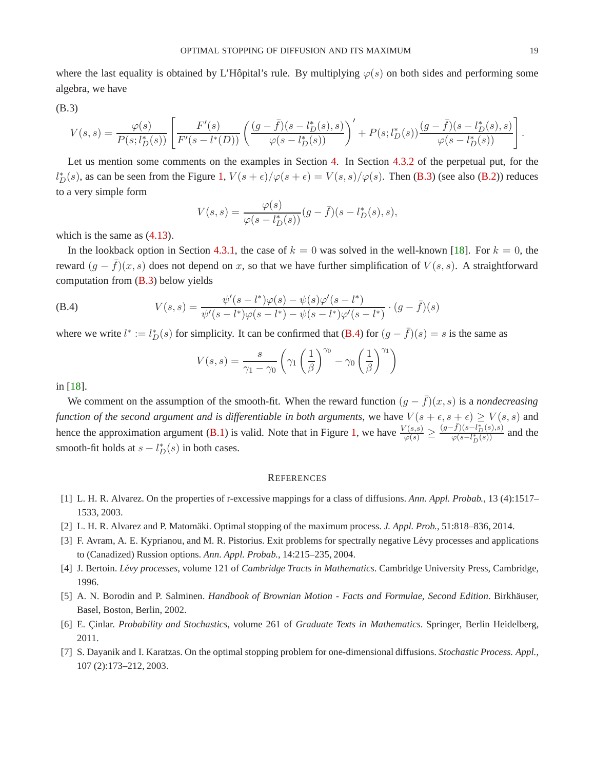where the last equality is obtained by L'Hôpital's rule. By multiplying $\varphi(s)$ on both sides and performing some algebra, we have

(B.3)

$$V(s,s) = \frac{\varphi(s)}{P(s; l_D^*(s))}\left[\frac{F'(s)}{F'(s-l^*(D))}\left(\frac{(g-\bar{f})(s-l_D^*(s),s)}{\varphi(s-l_D^*(s))}\right)' + P(s; l_D^*(s))\frac{(g-\bar{f})(s-l_D^*(s),s)}{\varphi(s-l_D^*(s))}\right].$$

Let us mention some comments on the examples in Section 4. In Section 4.3.2 of the perpetual put, for the $l_D^*(s)$, as can be seen from the Figure 1, $V(s+\epsilon)/\varphi(s+\epsilon) = V(s,s)/\varphi(s)$. Then (B.3) (see also (B.2)) reduces to a very simple form

$$V(s,s) = \frac{\varphi(s)}{\varphi(s-l_D^*(s))}(g-\bar{f})(s-l_D^*(s),s),$$

which is the same as (4.13).

In the lookback option in Section 4.3.1, the case of $k=0$ was solved in the well-known [18]. For $k=0$, the reward $(g-\bar{f})(x,s)$ does not depend on $x$, so that we have further simplification of $V(s,s)$. A straightforward computation from (B.3) below yields

$$V(s,s) = \frac{\psi'(s-l^*)\varphi(s)-\psi(s)\varphi'(s-l^*)}{\psi'(s-l^*)\varphi(s-l^*)-\psi(s-l^*)\varphi'(s-l^*)}\cdot(g-\bar{f})(s) \tag{B.4}$$

where we write $l^* := l_D^*(s)$ for simplicity. It can be confirmed that (B.4) for $(g-\bar{f})(s) = s$ is the same as

$$V(s,s) = \frac{s}{\gamma_1-\gamma_0}\left(\gamma_1\left(\frac{1}{\beta}\right)^{\gamma_0} - \gamma_0\left(\frac{1}{\beta}\right)^{\gamma_1}\right)$$

in [18].

We comment on the assumption of the smooth-fit. When the reward function $(g-\bar{f})(x,s)$ is a *nondecreasing function of the second argument and is differentiable in both arguments*, we have $V(s+\epsilon,s+\epsilon)\geq V(s,s)$ and hence the approximation argument (B.1) is valid. Note that in Figure 1, we have $\frac{V(s,s)}{\varphi(s)} \geq \frac{(g-\bar{f})(s-l_D^*(s),s)}{\varphi(s-l_D^*(s))}$ and the smooth-fit holds at $s-l_D^*(s)$ in both cases.

## References

[1] L. H. R. Alvarez. On the properties of r-excessive mappings for a class of diffusions. *Ann. Appl. Probab.*, 13 (4):1517–1533, 2003.

[2] L. H. R. Alvarez and P. Matomäki. Optimal stopping of the maximum process. *J. Appl. Prob.*, 51:818–836, 2014.

[3] F. Avram, A. E. Kyprianou, and M. R. Pistorius. Exit problems for spectrally negative Lévy processes and applications to (Canadized) Russion options. *Ann. Appl. Probab.*, 14:215–235, 2004.

[4] J. Bertoin. *Lévy processes*, volume 121 of *Cambridge Tracts in Mathematics*. Cambridge University Press, Cambridge, 1996.

[5] A. N. Borodin and P. Salminen. *Handbook of Brownian Motion - Facts and Formulae, Second Edition*. Birkhäuser, Basel, Boston, Berlin, 2002.

[6] E. Çinlar. *Probability and Stochastics*, volume 261 of *Graduate Texts in Mathematics*. Springer, Berlin Heidelberg, 2011.

[7] S. Dayanik and I. Karatzas. On the optimal stopping problem for one-dimensional diffusions. *Stochastic Process. Appl.*, 107 (2):173–212, 2003.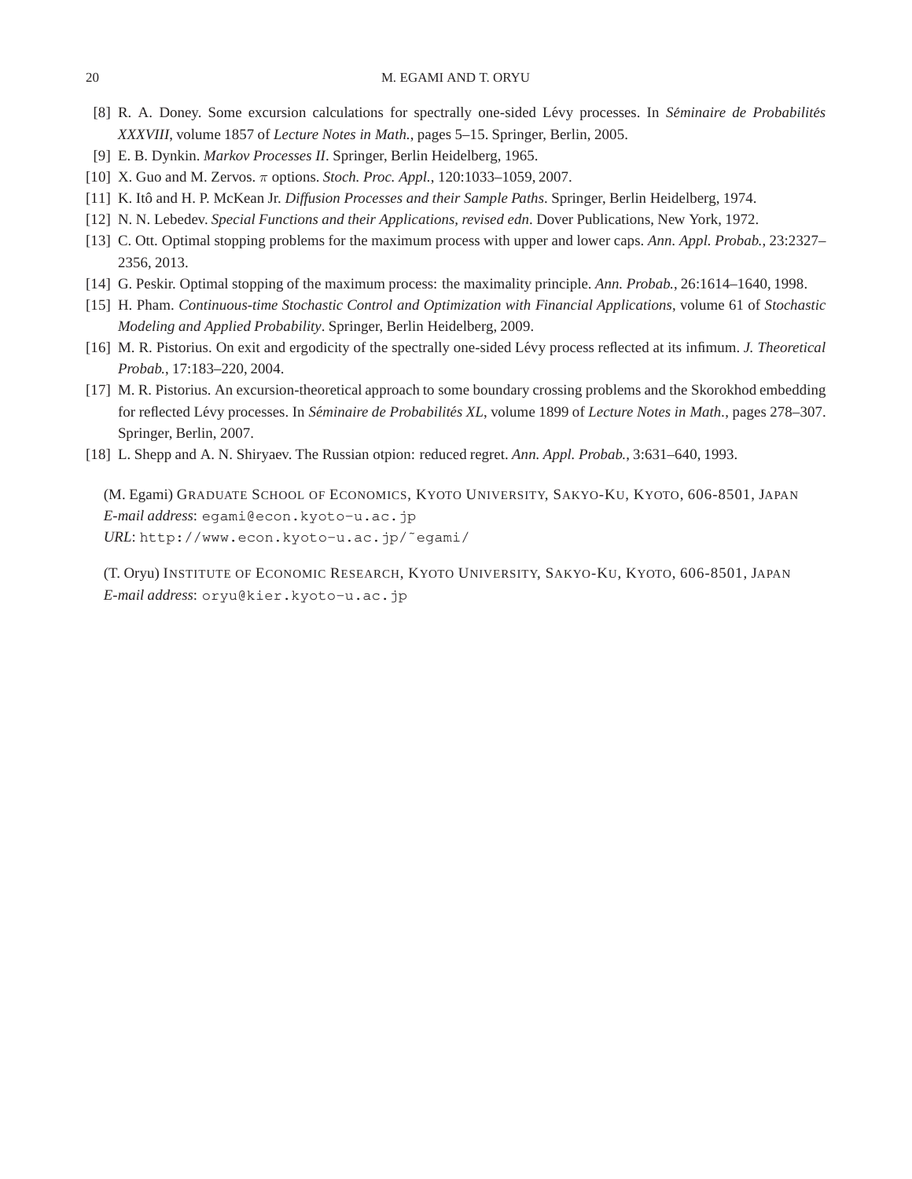[8] R. A. Doney. Some excursion calculations for spectrally one-sided Lévy processes. In *Séminaire de Probabilités XXXVIII*, volume 1857 of *Lecture Notes in Math.*, pages 5–15. Springer, Berlin, 2005.

[9] E. B. Dynkin. *Markov Processes II*. Springer, Berlin Heidelberg, 1965.

[10] X. Guo and M. Zervos. $\pi$ options. *Stoch. Proc. Appl.*, 120:1033–1059, 2007.

[11] K. Itô and H. P. McKean Jr. *Diffusion Processes and their Sample Paths*. Springer, Berlin Heidelberg, 1974.

[12] N. N. Lebedev. *Special Functions and their Applications, revised edn*. Dover Publications, New York, 1972.

[13] C. Ott. Optimal stopping problems for the maximum process with upper and lower caps. *Ann. Appl. Probab.*, 23:2327–2356, 2013.

[14] G. Peskir. Optimal stopping of the maximum process: the maximality principle. *Ann. Probab.*, 26:1614–1640, 1998.

[15] H. Pham. *Continuous-time Stochastic Control and Optimization with Financial Applications*, volume 61 of *Stochastic Modeling and Applied Probability*. Springer, Berlin Heidelberg, 2009.

[16] M. R. Pistorius. On exit and ergodicity of the spectrally one-sided Lévy process reflected at its infimum. *J. Theoretical Probab.*, 17:183–220, 2004.

[17] M. R. Pistorius. An excursion-theoretical approach to some boundary crossing problems and the Skorokhod embedding for reflected Lévy processes. In *Séminaire de Probabilités XL*, volume 1899 of *Lecture Notes in Math.*, pages 278–307. Springer, Berlin, 2007.

[18] L. Shepp and A. N. Shiryaev. The Russian otpion: reduced regret. *Ann. Appl. Probab.*, 3:631–640, 1993.

(M. Egami) Graduate School of Economics, Kyoto University, Sakyo-Ku, Kyoto, 606-8501, Japan
*E-mail address*: egami@econ.kyoto-u.ac.jp
*URL*: http://www.econ.kyoto-u.ac.jp/~egami/

(T. Oryu) Institute of Economic Research, Kyoto University, Sakyo-Ku, Kyoto, 606-8501, Japan
*E-mail address*: oryu@kier.kyoto-u.ac.jp